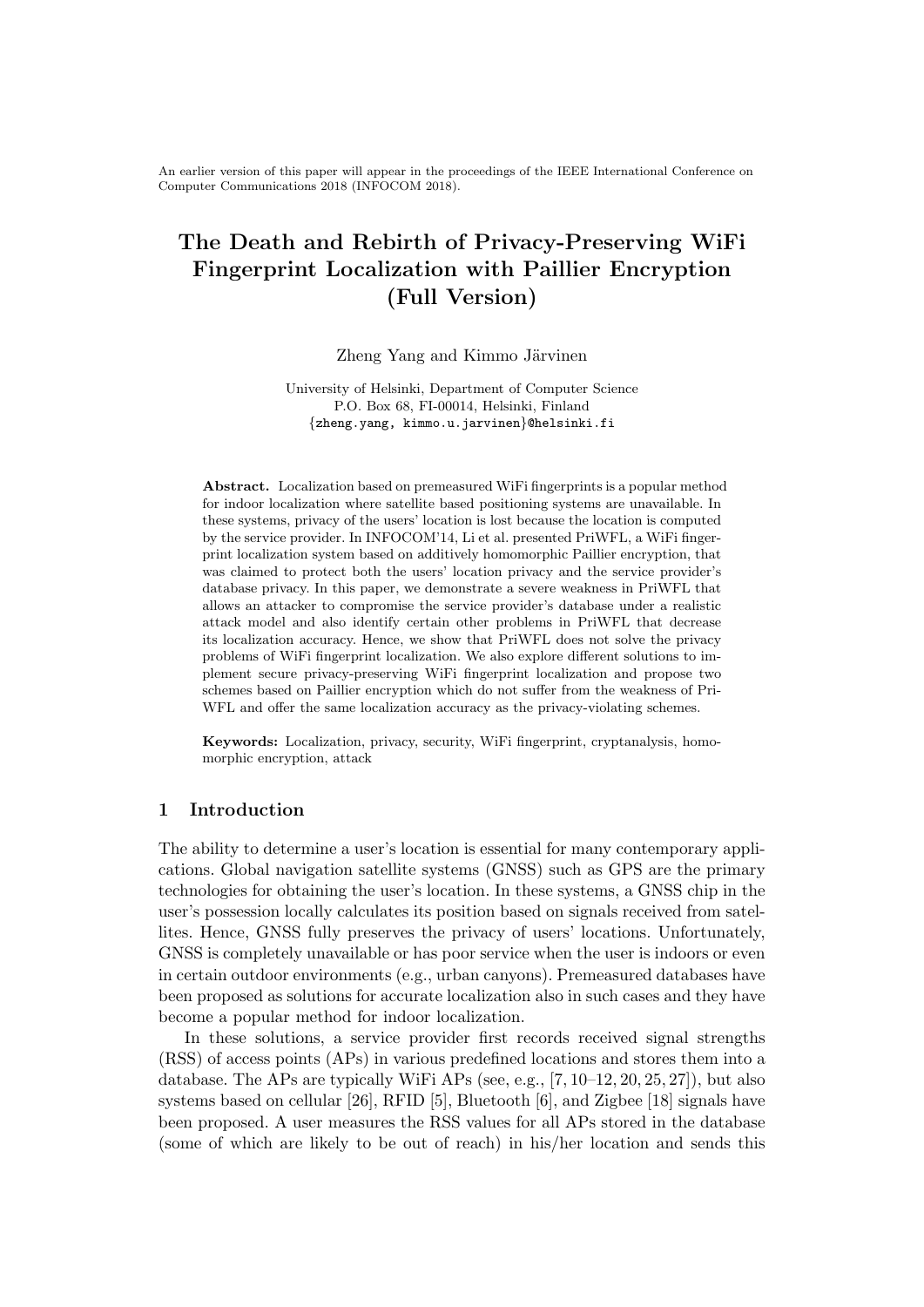An earlier version of this paper will appear in the proceedings of the IEEE International Conference on Computer Communications 2018 (INFOCOM 2018).

# The Death and Rebirth of Privacy-Preserving WiFi Fingerprint Localization with Paillier Encryption (Full Version)

Zheng Yang and Kimmo Järvinen

University of Helsinki, Department of Computer Science
P.O. Box 68, FI-00014, Helsinki, Finland
{zheng.yang, kimmo.u.jarvinen}@helsinki.fi

**Abstract.** Localization based on premeasured WiFi fingerprints is a popular method for indoor localization where satellite based positioning systems are unavailable. In these systems, privacy of the users' location is lost because the location is computed by the service provider. In INFOCOM'14, Li et al. presented PriWFL, a WiFi fingerprint localization system based on additively homomorphic Paillier encryption, that was claimed to protect both the users' location privacy and the service provider's database privacy. In this paper, we demonstrate a severe weakness in PriWFL that allows an attacker to compromise the service provider's database under a realistic attack model and also identify certain other problems in PriWFL that decrease its localization accuracy. Hence, we show that PriWFL does not solve the privacy problems of WiFi fingerprint localization. We also explore different solutions to implement secure privacy-preserving WiFi fingerprint localization and propose two schemes based on Paillier encryption which do not suffer from the weakness of PriWFL and offer the same localization accuracy as the privacy-violating schemes.

**Keywords:** Localization, privacy, security, WiFi fingerprint, cryptanalysis, homomorphic encryption, attack

## 1 Introduction

The ability to determine a user's location is essential for many contemporary applications. Global navigation satellite systems (GNSS) such as GPS are the primary technologies for obtaining the user's location. In these systems, a GNSS chip in the user's possession locally calculates its position based on signals received from satellites. Hence, GNSS fully preserves the privacy of users' locations. Unfortunately, GNSS is completely unavailable or has poor service when the user is indoors or even in certain outdoor environments (e.g., urban canyons). Premeasured databases have been proposed as solutions for accurate localization also in such cases and they have become a popular method for indoor localization.

In these solutions, a service provider first records received signal strengths (RSS) of access points (APs) in various predefined locations and stores them into a database. The APs are typically WiFi APs (see, e.g., [7, 10–12, 20, 25, 27]), but also systems based on cellular [26], RFID [5], Bluetooth [6], and Zigbee [18] signals have been proposed. A user measures the RSS values for all APs stored in the database (some of which are likely to be out of reach) in his/her location and sends this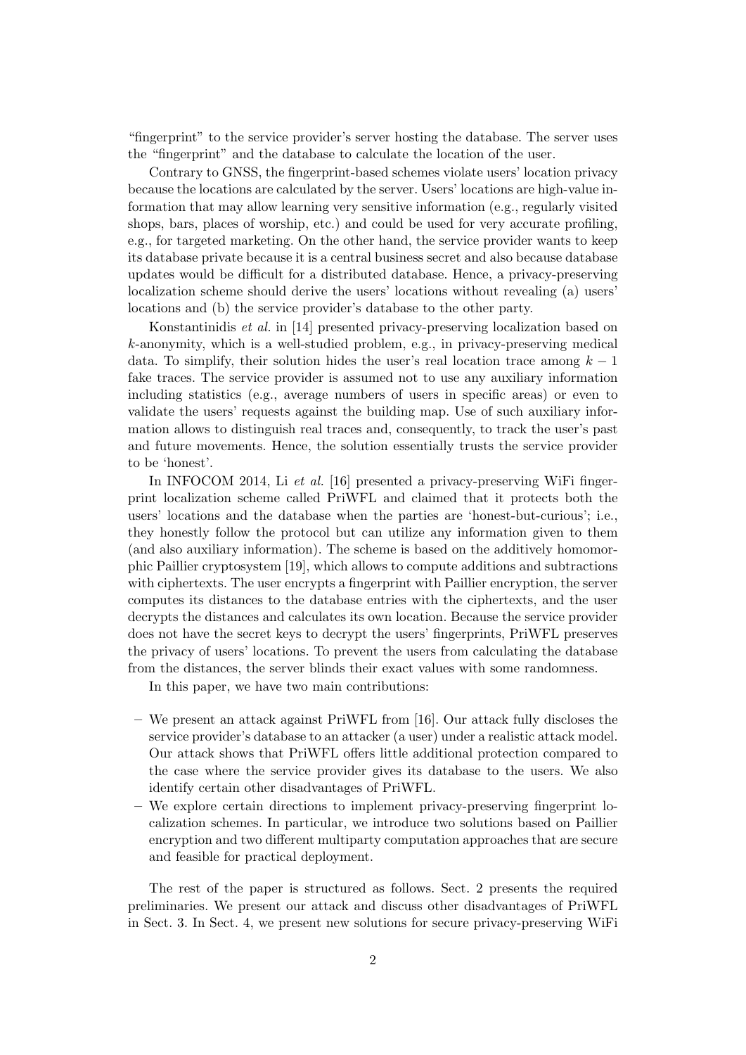"fingerprint" to the service provider's server hosting the database. The server uses the "fingerprint" and the database to calculate the location of the user.

Contrary to GNSS, the fingerprint-based schemes violate users' location privacy because the locations are calculated by the server. Users' locations are high-value information that may allow learning very sensitive information (e.g., regularly visited shops, bars, places of worship, etc.) and could be used for very accurate profiling, e.g., for targeted marketing. On the other hand, the service provider wants to keep its database private because it is a central business secret and also because database updates would be difficult for a distributed database. Hence, a privacy-preserving localization scheme should derive the users' locations without revealing (a) users' locations and (b) the service provider's database to the other party.

Konstantinidis *et al.* in [14] presented privacy-preserving localization based on $k$-anonymity, which is a well-studied problem, e.g., in privacy-preserving medical data. To simplify, their solution hides the user's real location trace among $k-1$ fake traces. The service provider is assumed not to use any auxiliary information including statistics (e.g., average numbers of users in specific areas) or even to validate the users' requests against the building map. Use of such auxiliary information allows to distinguish real traces and, consequently, to track the user's past and future movements. Hence, the solution essentially trusts the service provider to be 'honest'.

In INFOCOM 2014, Li *et al.* [16] presented a privacy-preserving WiFi fingerprint localization scheme called PriWFL and claimed that it protects both the users' locations and the database when the parties are 'honest-but-curious'; i.e., they honestly follow the protocol but can utilize any information given to them (and also auxiliary information). The scheme is based on the additively homomorphic Paillier cryptosystem [19], which allows to compute additions and subtractions with ciphertexts. The user encrypts a fingerprint with Paillier encryption, the server computes its distances to the database entries with the ciphertexts, and the user decrypts the distances and calculates its own location. Because the service provider does not have the secret keys to decrypt the users' fingerprints, PriWFL preserves the privacy of users' locations. To prevent the users from calculating the database from the distances, the server blinds their exact values with some randomness.

In this paper, we have two main contributions:

- We present an attack against PriWFL from [16]. Our attack fully discloses the service provider's database to an attacker (a user) under a realistic attack model. Our attack shows that PriWFL offers little additional protection compared to the case where the service provider gives its database to the users. We also identify certain other disadvantages of PriWFL.
- We explore certain directions to implement privacy-preserving fingerprint localization schemes. In particular, we introduce two solutions based on Paillier encryption and two different multiparty computation approaches that are secure and feasible for practical deployment.

The rest of the paper is structured as follows. Sect. 2 presents the required preliminaries. We present our attack and discuss other disadvantages of PriWFL in Sect. 3. In Sect. 4, we present new solutions for secure privacy-preserving WiFi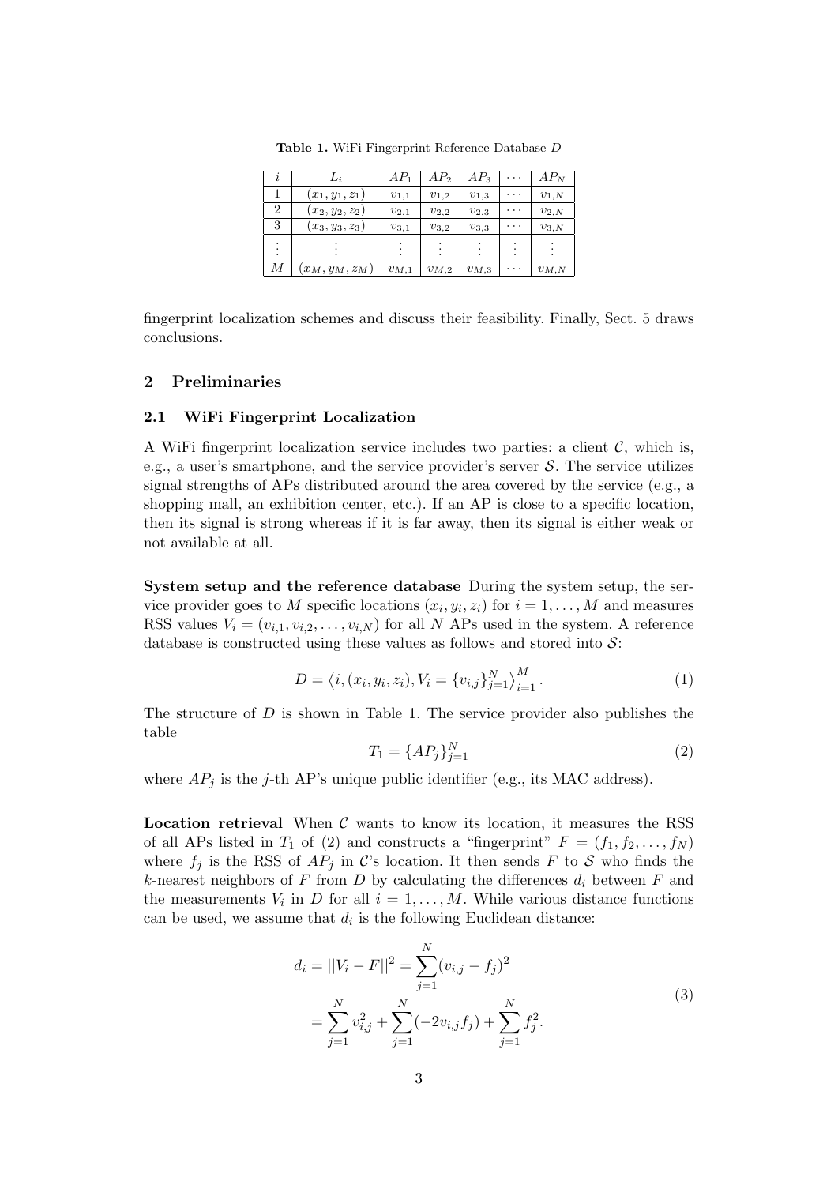**Table 1.** WiFi Fingerprint Reference Database $D$

| $i$ | $L_i$ | $AP_1$ | $AP_2$ | $AP_3$ | $\cdots$ | $AP_N$ |
|---|---|---|---|---|---|---|
| 1 | $(x_1, y_1, z_1)$ | $v_{1,1}$ | $v_{1,2}$ | $v_{1,3}$ | $\cdots$ | $v_{1,N}$ |
| 2 | $(x_2, y_2, z_2)$ | $v_{2,1}$ | $v_{2,2}$ | $v_{2,3}$ | $\cdots$ | $v_{2,N}$ |
| 3 | $(x_3, y_3, z_3)$ | $v_{3,1}$ | $v_{3,2}$ | $v_{3,3}$ | $\cdots$ | $v_{3,N}$ |
| $\vdots$ | $\vdots$ | $\vdots$ | $\vdots$ | $\vdots$ | $\vdots$ | $\vdots$ |
| $M$ | $(x_M, y_M, z_M)$ | $v_{M,1}$ | $v_{M,2}$ | $v_{M,3}$ | $\cdots$ | $v_{M,N}$ |

fingerprint localization schemes and discuss their feasibility. Finally, Sect. 5 draws conclusions.

## 2 Preliminaries

### 2.1 WiFi Fingerprint Localization

A WiFi fingerprint localization service includes two parties: a client $\mathcal{C}$, which is, e.g., a user's smartphone, and the service provider's server $\mathcal{S}$. The service utilizes signal strengths of APs distributed around the area covered by the service (e.g., a shopping mall, an exhibition center, etc.). If an AP is close to a specific location, then its signal is strong whereas if it is far away, then its signal is either weak or not available at all.

**System setup and the reference database** During the system setup, the service provider goes to $M$ specific locations $(x_i, y_i, z_i)$ for $i = 1, \dots, M$ and measures RSS values $V_i = (v_{i,1}, v_{i,2}, \dots, v_{i,N})$ for all $N$ APs used in the system. A reference database is constructed using these values as follows and stored into $\mathcal{S}$:

$$D = \left\langle i, (x_i, y_i, z_i), V_i = \{v_{i,j}\}_{j=1}^{N} \right\rangle_{i=1}^{M}. \tag{1}$$

The structure of $D$ is shown in Table 1. The service provider also publishes the table

$$T_1 = \{AP_j\}_{j=1}^{N} \tag{2}$$

where $AP_j$ is the $j$-th AP's unique public identifier (e.g., its MAC address).

**Location retrieval** When $\mathcal{C}$ wants to know its location, it measures the RSS of all APs listed in $T_1$ of (2) and constructs a "fingerprint" $F = (f_1, f_2, \dots, f_N)$ where $f_j$ is the RSS of $AP_j$ in $\mathcal{C}$'s location. It then sends $F$ to $\mathcal{S}$ who finds the $k$-nearest neighbors of $F$ from $D$ by calculating the differences $d_i$ between $F$ and the measurements $V_i$ in $D$ for all $i = 1, \dots, M$. While various distance functions can be used, we assume that $d_i$ is the following Euclidean distance:

$$\begin{aligned} d_i = ||V_i - F||^2 &= \sum_{j=1}^{N} (v_{i,j} - f_j)^2 \\ &= \sum_{j=1}^{N} v_{i,j}^2 + \sum_{j=1}^{N} (-2v_{i,j} f_j) + \sum_{j=1}^{N} f_j^2. \end{aligned} \tag{3}$$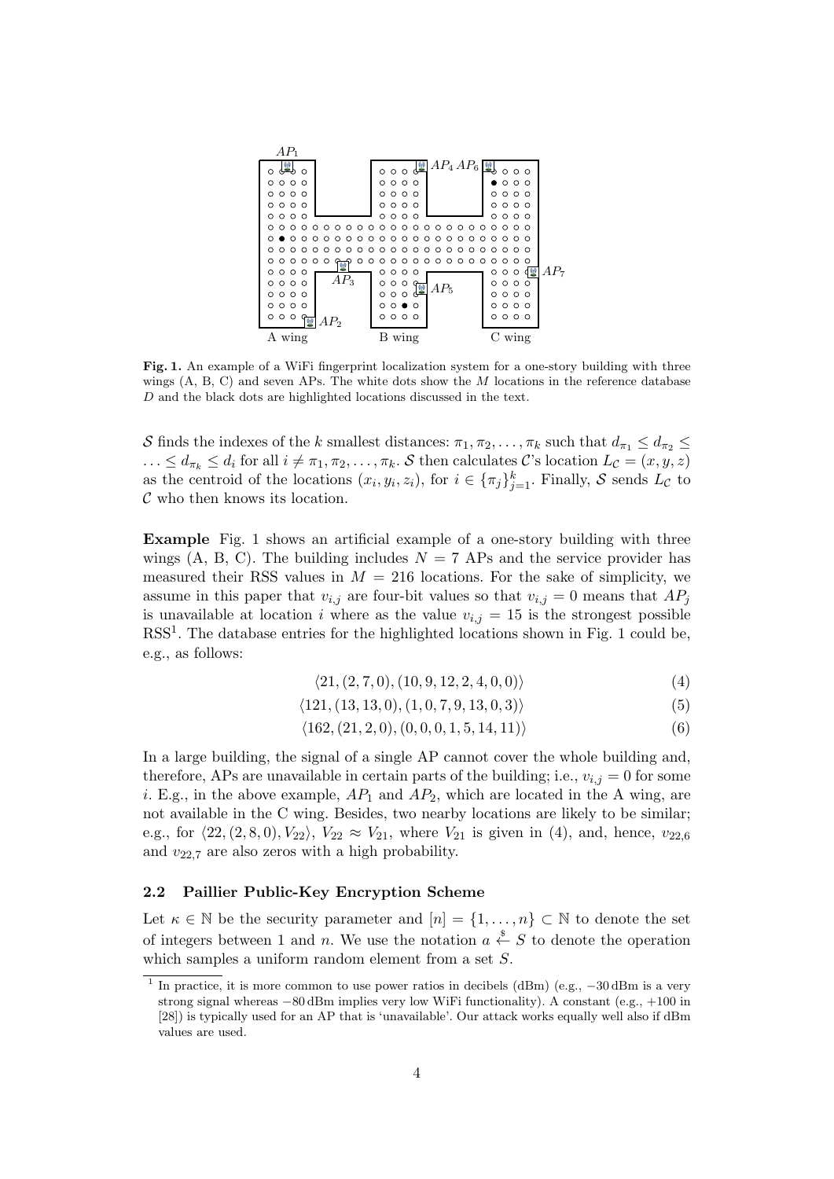**Fig. 1.** An example of a WiFi fingerprint localization system for a one-story building with three wings (A, B, C) and seven APs. The white dots show the $M$ locations in the reference database $D$ and the black dots are highlighted locations discussed in the text.

$\mathcal{S}$ finds the indexes of the $k$ smallest distances: $\pi_1, \pi_2, \ldots, \pi_k$ such that $d_{\pi_1} \leq d_{\pi_2} \leq \ldots \leq d_{\pi_k} \leq d_i$ for all $i \neq \pi_1, \pi_2, \ldots, \pi_k$. $\mathcal{S}$ then calculates $\mathcal{C}$'s location $L_{\mathcal{C}} = (x, y, z)$ as the centroid of the locations $(x_i, y_i, z_i)$, for $i \in \{\pi_j\}_{j=1}^{k}$. Finally, $\mathcal{S}$ sends $L_{\mathcal{C}}$ to $\mathcal{C}$ who then knows its location.

**Example** Fig. 1 shows an artificial example of a one-story building with three wings (A, B, C). The building includes $N = 7$ APs and the service provider has measured their RSS values in $M = 216$ locations. For the sake of simplicity, we assume in this paper that $v_{i,j}$ are four-bit values so that $v_{i,j} = 0$ means that $AP_j$ is unavailable at location $i$ where as the value $v_{i,j} = 15$ is the strongest possible RSS[1]. The database entries for the highlighted locations shown in Fig. 1 could be, e.g., as follows:

$$\langle 21, (2, 7, 0), (10, 9, 12, 2, 4, 0, 0) \rangle \tag{4}$$

$$\langle 121, (13, 13, 0), (1, 0, 7, 9, 13, 0, 3) \rangle \tag{5}$$

$$\langle 162, (21, 2, 0), (0, 0, 0, 1, 5, 14, 11) \rangle \tag{6}$$

In a large building, the signal of a single AP cannot cover the whole building and, therefore, APs are unavailable in certain parts of the building; i.e., $v_{i,j} = 0$ for some $i$. E.g., in the above example, $AP_1$ and $AP_2$, which are located in the A wing, are not available in the C wing. Besides, two nearby locations are likely to be similar; e.g., for $\langle 22, (2, 8, 0), V_{22} \rangle$, $V_{22} \approx V_{21}$, where $V_{21}$ is given in (4), and, hence, $v_{22,6}$ and $v_{22,7}$ are also zeros with a high probability.

### 2.2 Paillier Public-Key Encryption Scheme

Let $\kappa \in \mathbb{N}$ be the security parameter and $[n] = \{1, \ldots, n\} \subset \mathbb{N}$ to denote the set of integers between 1 and $n$. We use the notation $a \xleftarrow{\$} S$ to denote the operation which samples a uniform random element from a set $S$.

[1] In practice, it is more common to use power ratios in decibels (dBm) (e.g., −30 dBm is a very strong signal whereas −80 dBm implies very low WiFi functionality). A constant (e.g., +100 in [28]) is typically used for an AP that is 'unavailable'. Our attack works equally well also if dBm values are used.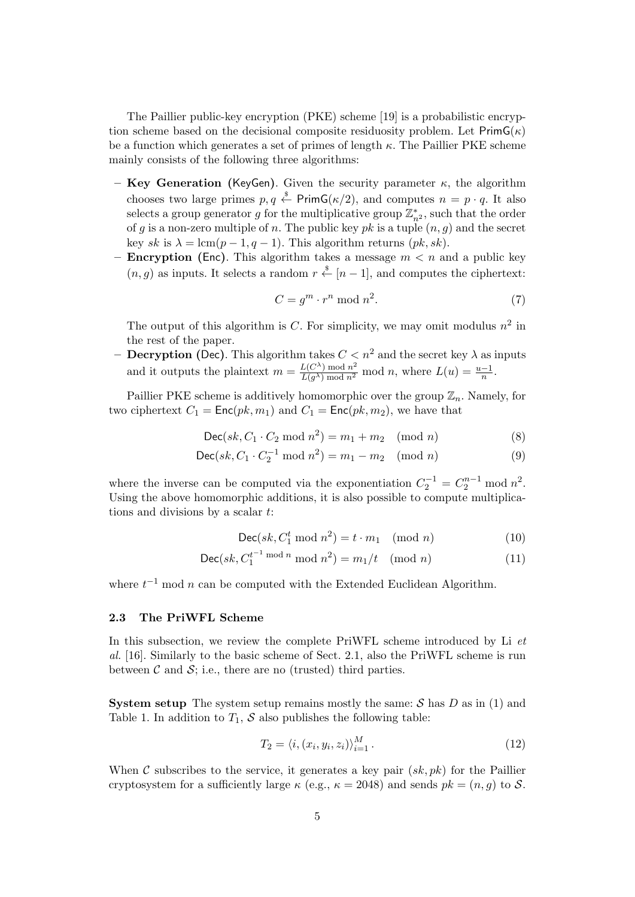The Paillier public-key encryption (PKE) scheme [19] is a probabilistic encryption scheme based on the decisional composite residuosity problem. Let $\mathsf{PrimG}(\kappa)$ be a function which generates a set of primes of length $\kappa$. The Paillier PKE scheme mainly consists of the following three algorithms:

- **Key Generation (KeyGen)**. Given the security parameter $\kappa$, the algorithm chooses two large primes $p, q \xleftarrow{\$} \mathsf{PrimG}(\kappa/2)$, and computes $n = p \cdot q$. It also selects a group generator $g$ for the multiplicative group $\mathbb{Z}_{n^2}^*$, such that the order of $g$ is a non-zero multiple of $n$. The public key $pk$ is a tuple $(n, g)$ and the secret key $sk$ is $\lambda = \mathrm{lcm}(p-1, q-1)$. This algorithm returns $(pk, sk)$.
- **Encryption (Enc)**. This algorithm takes a message $m < n$ and a public key $(n, g)$ as inputs. It selects a random $r \xleftarrow{\$} [n-1]$, and computes the ciphertext:

$$C = g^m \cdot r^n \bmod n^2. \tag{7}$$

  The output of this algorithm is $C$. For simplicity, we may omit modulus $n^2$ in the rest of the paper.
- **Decryption (Dec)**. This algorithm takes $C < n^2$ and the secret key $\lambda$ as inputs and it outputs the plaintext $m = \frac{L(C^\lambda) \bmod n^2}{L(g^\lambda) \bmod n^2} \bmod n$, where $L(u) = \frac{u-1}{n}$.

Paillier PKE scheme is additively homomorphic over the group $\mathbb{Z}_n$. Namely, for two ciphertext $C_1 = \mathsf{Enc}(pk, m_1)$ and $C_1 = \mathsf{Enc}(pk, m_2)$, we have that

$$\mathsf{Dec}(sk, C_1 \cdot C_2 \bmod n^2) = m_1 + m_2 \pmod n \tag{8}$$

$$\mathsf{Dec}(sk, C_1 \cdot C_2^{-1} \bmod n^2) = m_1 - m_2 \pmod n \tag{9}$$

where the inverse can be computed via the exponentiation $C_2^{-1} = C_2^{n-1} \bmod n^2$. Using the above homomorphic additions, it is also possible to compute multiplications and divisions by a scalar $t$:

$$\mathsf{Dec}(sk, C_1^t \bmod n^2) = t \cdot m_1 \pmod n \tag{10}$$

$$\mathsf{Dec}(sk, C_1^{t^{-1} \bmod n} \bmod n^2) = m_1/t \pmod n \tag{11}$$

where $t^{-1} \bmod n$ can be computed with the Extended Euclidean Algorithm.

### 2.3 The PriWFL Scheme

In this subsection, we review the complete PriWFL scheme introduced by Li *et al.* [16]. Similarly to the basic scheme of Sect. 2.1, also the PriWFL scheme is run between $\mathcal{C}$ and $\mathcal{S}$; i.e., there are no (trusted) third parties.

**System setup** The system setup remains mostly the same: $\mathcal{S}$ has $D$ as in (1) and Table 1. In addition to $T_1$, $\mathcal{S}$ also publishes the following table:

$$T_2 = \langle i, (x_i, y_i, z_i) \rangle_{i=1}^{M}. \tag{12}$$

When $\mathcal{C}$ subscribes to the service, it generates a key pair $(sk, pk)$ for the Paillier cryptosystem for a sufficiently large $\kappa$ (e.g., $\kappa = 2048$) and sends $pk = (n, g)$ to $\mathcal{S}$.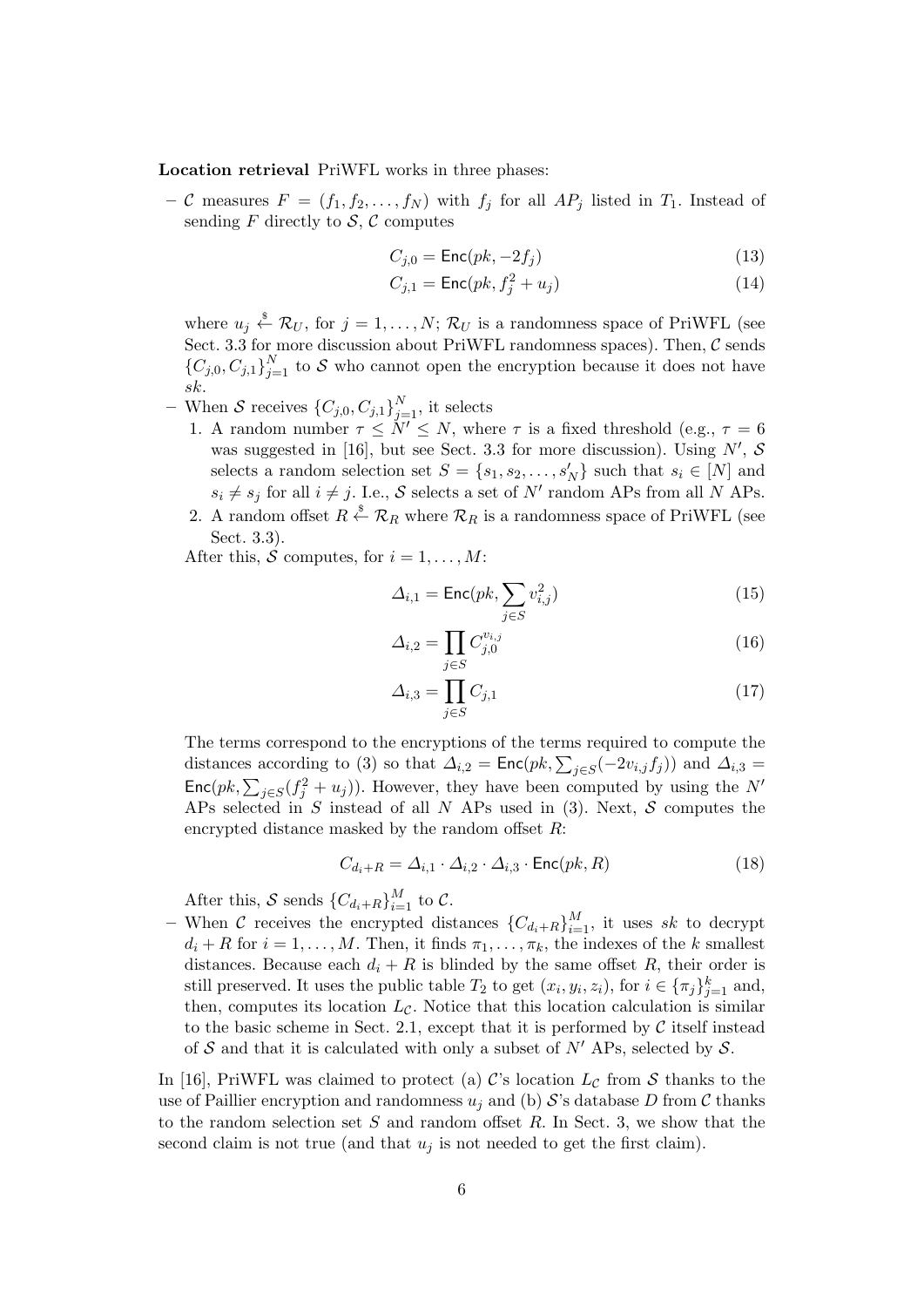**Location retrieval** PriWFL works in three phases:

- $\mathcal{C}$ measures $F = (f_1, f_2, \ldots, f_N)$ with $f_j$ for all $AP_j$ listed in $T_1$. Instead of sending $F$ directly to $\mathcal{S}$, $\mathcal{C}$ computes

$$C_{j,0} = \mathsf{Enc}(pk, -2f_j) \tag{13}$$

$$C_{j,1} = \mathsf{Enc}(pk, f_j^2 + u_j) \tag{14}$$

  where $u_j \xleftarrow{\$} \mathcal{R}_U$, for $j = 1, \ldots, N$; $\mathcal{R}_U$ is a randomness space of PriWFL (see Sect. 3.3 for more discussion about PriWFL randomness spaces). Then, $\mathcal{C}$ sends $\{C_{j,0}, C_{j,1}\}_{j=1}^{N}$ to $\mathcal{S}$ who cannot open the encryption because it does not have $sk$.
- When $\mathcal{S}$ receives $\{C_{j,0}, C_{j,1}\}_{j=1}^{N}$, it selects
  1. A random number $\tau \le N' \le N$, where $\tau$ is a fixed threshold (e.g., $\tau = 6$ was suggested in [16], but see Sect. 3.3 for more discussion). Using $N'$, $\mathcal{S}$ selects a random selection set $S = \{s_1, s_2, \ldots, s'_N\}$ such that $s_i \in [N]$ and $s_i \ne s_j$ for all $i \ne j$. I.e., $\mathcal{S}$ selects a set of $N'$ random APs from all $N$ APs.
  2. A random offset $R \xleftarrow{\$} \mathcal{R}_R$ where $\mathcal{R}_R$ is a randomness space of PriWFL (see Sect. 3.3).

  After this, $\mathcal{S}$ computes, for $i = 1, \ldots, M$:

$$\Delta_{i,1} = \mathsf{Enc}(pk, \sum_{j \in S} v_{i,j}^2) \tag{15}$$

$$\Delta_{i,2} = \prod_{j \in S} C_{j,0}^{v_{i,j}} \tag{16}$$

$$\Delta_{i,3} = \prod_{j \in S} C_{j,1} \tag{17}$$

  The terms correspond to the encryptions of the terms required to compute the distances according to (3) so that $\Delta_{i,2} = \mathsf{Enc}(pk, \sum_{j \in S}(-2v_{i,j}f_j))$ and $\Delta_{i,3} = \mathsf{Enc}(pk, \sum_{j \in S}(f_j^2 + u_j))$. However, they have been computed by using the $N'$ APs selected in $S$ instead of all $N$ APs used in (3). Next, $\mathcal{S}$ computes the encrypted distance masked by the random offset $R$:

$$C_{d_i+R} = \Delta_{i,1} \cdot \Delta_{i,2} \cdot \Delta_{i,3} \cdot \mathsf{Enc}(pk, R) \tag{18}$$

  After this, $\mathcal{S}$ sends $\{C_{d_i+R}\}_{i=1}^{M}$ to $\mathcal{C}$.
- When $\mathcal{C}$ receives the encrypted distances $\{C_{d_i+R}\}_{i=1}^{M}$, it uses $sk$ to decrypt $d_i + R$ for $i = 1, \ldots, M$. Then, it finds $\pi_1, \ldots, \pi_k$, the indexes of the $k$ smallest distances. Because each $d_i + R$ is blinded by the same offset $R$, their order is still preserved. It uses the public table $T_2$ to get $(x_i, y_i, z_i)$, for $i \in \{\pi_j\}_{j=1}^{k}$ and, then, computes its location $L_{\mathcal{C}}$. Notice that this location calculation is similar to the basic scheme in Sect. 2.1, except that it is performed by $\mathcal{C}$ itself instead of $\mathcal{S}$ and that it is calculated with only a subset of $N'$ APs, selected by $\mathcal{S}$.

In [16], PriWFL was claimed to protect (a) $\mathcal{C}$'s location $L_{\mathcal{C}}$ from $\mathcal{S}$ thanks to the use of Paillier encryption and randomness $u_j$ and (b) $\mathcal{S}$'s database $D$ from $\mathcal{C}$ thanks to the random selection set $S$ and random offset $R$. In Sect. 3, we show that the second claim is not true (and that $u_j$ is not needed to get the first claim).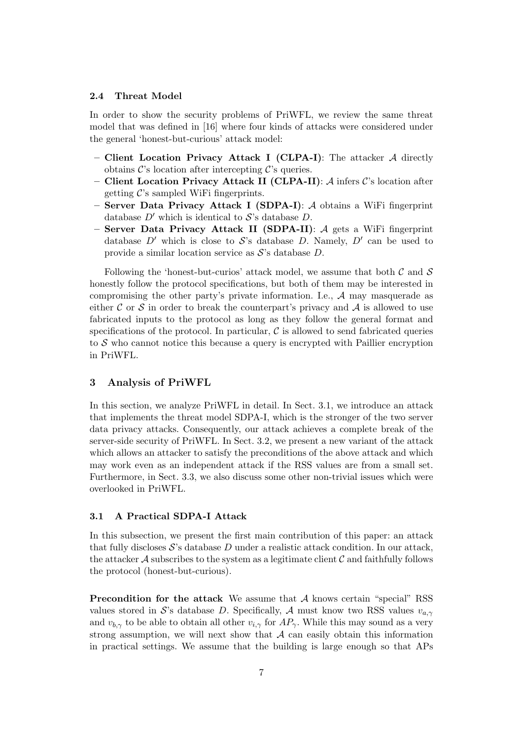### 2.4 Threat Model

In order to show the security problems of PriWFL, we review the same threat model that was defined in [16] where four kinds of attacks were considered under the general 'honest-but-curious' attack model:

- **Client Location Privacy Attack I (CLPA-I)**: The attacker $\mathcal{A}$ directly obtains $\mathcal{C}$'s location after intercepting $\mathcal{C}$'s queries.
- **Client Location Privacy Attack II (CLPA-II)**: $\mathcal{A}$ infers $\mathcal{C}$'s location after getting $\mathcal{C}$'s sampled WiFi fingerprints.
- **Server Data Privacy Attack I (SDPA-I)**: $\mathcal{A}$ obtains a WiFi fingerprint database $D'$ which is identical to $\mathcal{S}$'s database $D$.
- **Server Data Privacy Attack II (SDPA-II)**: $\mathcal{A}$ gets a WiFi fingerprint database $D'$ which is close to $\mathcal{S}$'s database $D$. Namely, $D'$ can be used to provide a similar location service as $\mathcal{S}$'s database $D$.

Following the 'honest-but-curios' attack model, we assume that both $\mathcal{C}$ and $\mathcal{S}$ honestly follow the protocol specifications, but both of them may be interested in compromising the other party's private information. I.e., $\mathcal{A}$ may masquerade as either $\mathcal{C}$ or $\mathcal{S}$ in order to break the counterpart's privacy and $\mathcal{A}$ is allowed to use fabricated inputs to the protocol as long as they follow the general format and specifications of the protocol. In particular, $\mathcal{C}$ is allowed to send fabricated queries to $\mathcal{S}$ who cannot notice this because a query is encrypted with Paillier encryption in PriWFL.

## 3 Analysis of PriWFL

In this section, we analyze PriWFL in detail. In Sect. 3.1, we introduce an attack that implements the threat model SDPA-I, which is the stronger of the two server data privacy attacks. Consequently, our attack achieves a complete break of the server-side security of PriWFL. In Sect. 3.2, we present a new variant of the attack which allows an attacker to satisfy the preconditions of the above attack and which may work even as an independent attack if the RSS values are from a small set. Furthermore, in Sect. 3.3, we also discuss some other non-trivial issues which were overlooked in PriWFL.

### 3.1 A Practical SDPA-I Attack

In this subsection, we present the first main contribution of this paper: an attack that fully discloses $\mathcal{S}$'s database $D$ under a realistic attack condition. In our attack, the attacker $\mathcal{A}$ subscribes to the system as a legitimate client $\mathcal{C}$ and faithfully follows the protocol (honest-but-curious).

**Precondition for the attack** We assume that $\mathcal{A}$ knows certain "special" RSS values stored in $\mathcal{S}$'s database $D$. Specifically, $\mathcal{A}$ must know two RSS values $v_{a,\gamma}$ and $v_{b,\gamma}$ to be able to obtain all other $v_{i,\gamma}$ for $AP_\gamma$. While this may sound as a very strong assumption, we will next show that $\mathcal{A}$ can easily obtain this information in practical settings. We assume that the building is large enough so that APs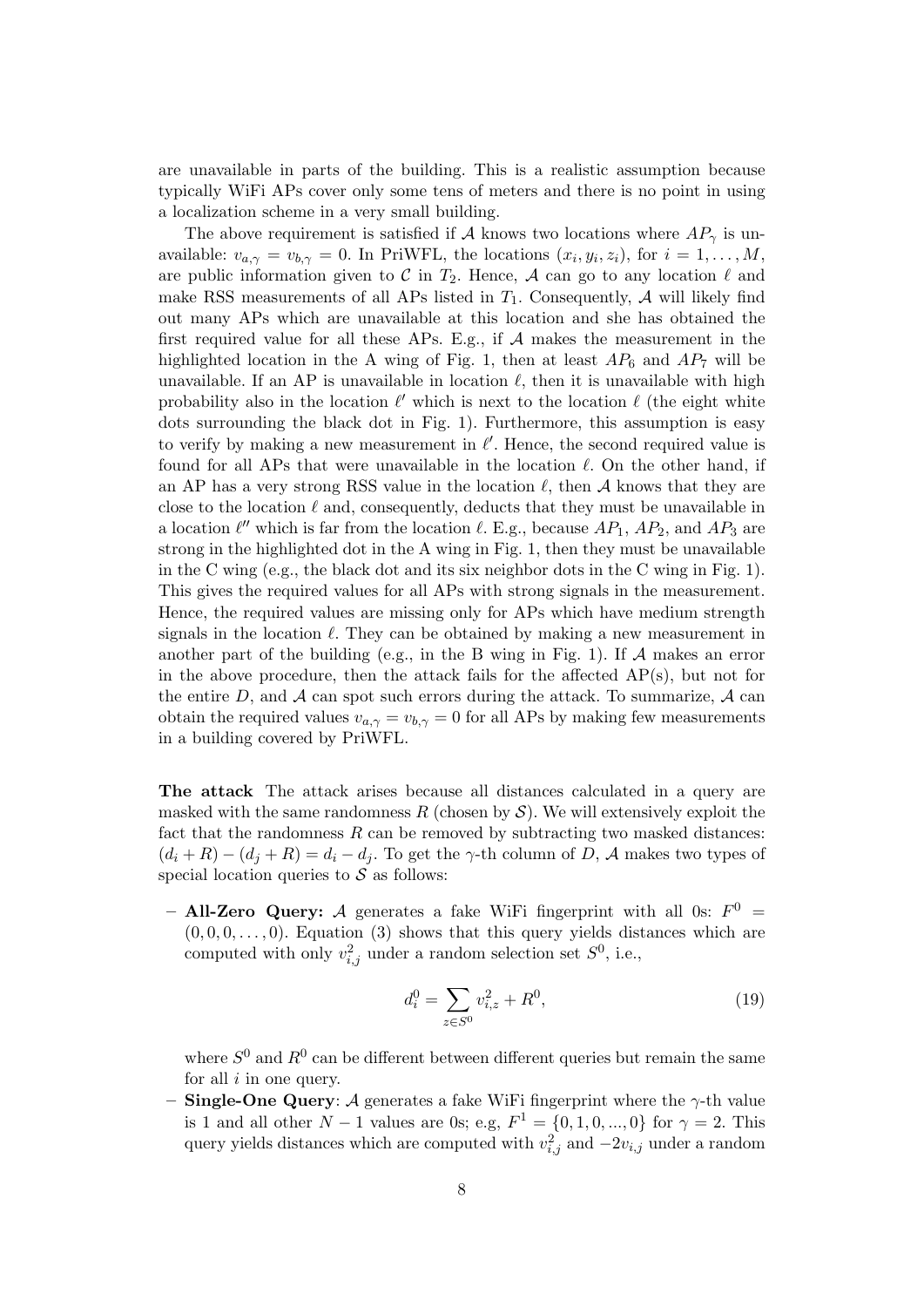are unavailable in parts of the building. This is a realistic assumption because typically WiFi APs cover only some tens of meters and there is no point in using a localization scheme in a very small building.

The above requirement is satisfied if $\mathcal{A}$ knows two locations where $AP_\gamma$ is unavailable: $v_{a,\gamma} = v_{b,\gamma} = 0$. In PriWFL, the locations $(x_i, y_i, z_i)$, for $i = 1, \ldots, M$, are public information given to $\mathcal{C}$ in $T_2$. Hence, $\mathcal{A}$ can go to any location $\ell$ and make RSS measurements of all APs listed in $T_1$. Consequently, $\mathcal{A}$ will likely find out many APs which are unavailable at this location and she has obtained the first required value for all these APs. E.g., if $\mathcal{A}$ makes the measurement in the highlighted location in the A wing of Fig. 1, then at least $AP_6$ and $AP_7$ will be unavailable. If an AP is unavailable in location $\ell$, then it is unavailable with high probability also in the location $\ell'$ which is next to the location $\ell$ (the eight white dots surrounding the black dot in Fig. 1). Furthermore, this assumption is easy to verify by making a new measurement in $\ell'$. Hence, the second required value is found for all APs that were unavailable in the location $\ell$. On the other hand, if an AP has a very strong RSS value in the location $\ell$, then $\mathcal{A}$ knows that they are close to the location $\ell$ and, consequently, deducts that they must be unavailable in a location $\ell''$ which is far from the location $\ell$. E.g., because $AP_1$, $AP_2$, and $AP_3$ are strong in the highlighted dot in the A wing in Fig. 1, then they must be unavailable in the C wing (e.g., the black dot and its six neighbor dots in the C wing in Fig. 1). This gives the required values for all APs with strong signals in the measurement. Hence, the required values are missing only for APs which have medium strength signals in the location $\ell$. They can be obtained by making a new measurement in another part of the building (e.g., in the B wing in Fig. 1). If $\mathcal{A}$ makes an error in the above procedure, then the attack fails for the affected AP(s), but not for the entire $D$, and $\mathcal{A}$ can spot such errors during the attack. To summarize, $\mathcal{A}$ can obtain the required values $v_{a,\gamma} = v_{b,\gamma} = 0$ for all APs by making few measurements in a building covered by PriWFL.

**The attack** The attack arises because all distances calculated in a query are masked with the same randomness $R$ (chosen by $\mathcal{S}$). We will extensively exploit the fact that the randomness $R$ can be removed by subtracting two masked distances: $(d_i + R) - (d_j + R) = d_i - d_j$. To get the $\gamma$-th column of $D$, $\mathcal{A}$ makes two types of special location queries to $\mathcal{S}$ as follows:

- **All-Zero Query:** $\mathcal{A}$ generates a fake WiFi fingerprint with all 0s: $F^0 = (0, 0, 0, \ldots, 0)$. Equation (3) shows that this query yields distances which are computed with only $v_{i,j}^2$ under a random selection set $S^0$, i.e.,

$$d_i^0 = \sum_{z \in S^0} v_{i,z}^2 + R^0, \tag{19}$$

  where $S^0$ and $R^0$ can be different between different queries but remain the same for all $i$ in one query.
- **Single-One Query**: $\mathcal{A}$ generates a fake WiFi fingerprint where the $\gamma$-th value is 1 and all other $N-1$ values are 0s; e.g, $F^1 = \{0, 1, 0, ..., 0\}$ for $\gamma = 2$. This query yields distances which are computed with $v_{i,j}^2$ and $-2v_{i,j}$ under a random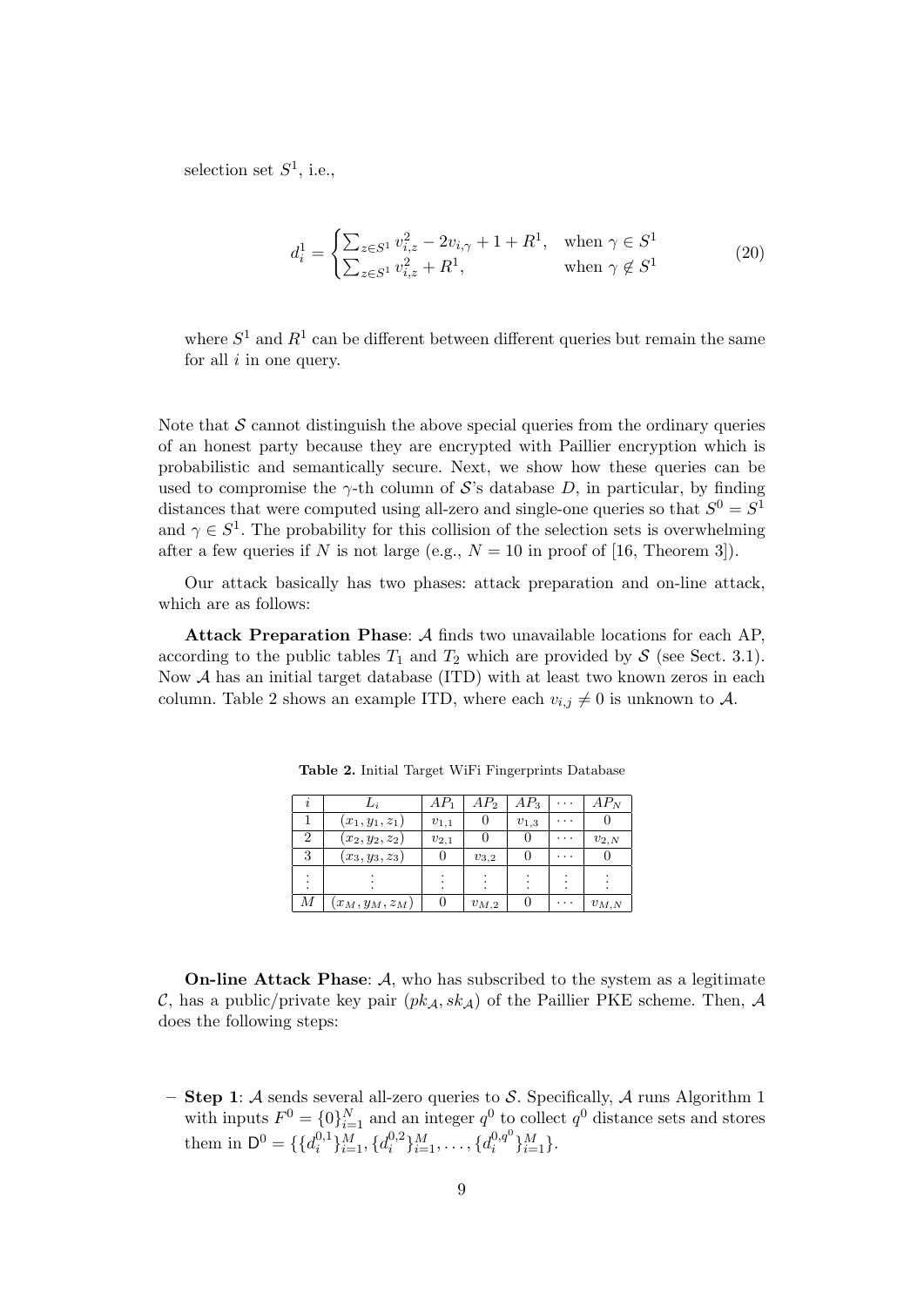selection set $S^1$, i.e.,

$$
d_i^1 = \begin{cases} \sum_{z \in S^1} v_{i,z}^2 - 2v_{i,\gamma} + 1 + R^1, & \text{when } \gamma \in S^1 \\ \sum_{z \in S^1} v_{i,z}^2 + R^1, & \text{when } \gamma \notin S^1 \end{cases} \tag{20}
$$

where $S^1$ and $R^1$ can be different between different queries but remain the same for all $i$ in one query.

Note that $\mathcal{S}$ cannot distinguish the above special queries from the ordinary queries of an honest party because they are encrypted with Paillier encryption which is probabilistic and semantically secure. Next, we show how these queries can be used to compromise the $\gamma$-th column of $\mathcal{S}$'s database $D$, in particular, by finding distances that were computed using all-zero and single-one queries so that $S^0 = S^1$ and $\gamma \in S^1$. The probability for this collision of the selection sets is overwhelming after a few queries if $N$ is not large (e.g., $N = 10$ in proof of [16, Theorem 3]).

Our attack basically has two phases: attack preparation and on-line attack, which are as follows:

**Attack Preparation Phase**: $\mathcal{A}$ finds two unavailable locations for each AP, according to the public tables $T_1$ and $T_2$ which are provided by $\mathcal{S}$ (see Sect. 3.1). Now $\mathcal{A}$ has an initial target database (ITD) with at least two known zeros in each column. Table 2 shows an example ITD, where each $v_{i,j} \neq 0$ is unknown to $\mathcal{A}$.

**Table 2.** Initial Target WiFi Fingerprints Database

| $i$ | $L_i$ | $AP_1$ | $AP_2$ | $AP_3$ | $\cdots$ | $AP_N$ |
|---|---|---|---|---|---|---|
| 1 | $(x_1, y_1, z_1)$ | $v_{1,1}$ | 0 | $v_{1,3}$ | $\cdots$ | 0 |
| 2 | $(x_2, y_2, z_2)$ | $v_{2,1}$ | 0 | 0 | $\cdots$ | $v_{2,N}$ |
| 3 | $(x_3, y_3, z_3)$ | 0 | $v_{3,2}$ | 0 | $\cdots$ | 0 |
| $\vdots$ | $\vdots$ | $\vdots$ | $\vdots$ | $\vdots$ | $\vdots$ | $\vdots$ |
| $M$ | $(x_M, y_M, z_M)$ | 0 | $v_{M,2}$ | 0 | $\cdots$ | $v_{M,N}$ |

**On-line Attack Phase**: $\mathcal{A}$, who has subscribed to the system as a legitimate $\mathcal{C}$, has a public/private key pair $(pk_{\mathcal{A}}, sk_{\mathcal{A}})$ of the Paillier PKE scheme. Then, $\mathcal{A}$ does the following steps:

- **Step 1**: $\mathcal{A}$ sends several all-zero queries to $\mathcal{S}$. Specifically, $\mathcal{A}$ runs Algorithm 1 with inputs $F^0 = \{0\}_{i=1}^N$ and an integer $q^0$ to collect $q^0$ distance sets and stores them in $\mathsf{D}^0 = \{\{d_i^{0,1}\}_{i=1}^M, \{d_i^{0,2}\}_{i=1}^M, \ldots, \{d_i^{0,q^0}\}_{i=1}^M\}$.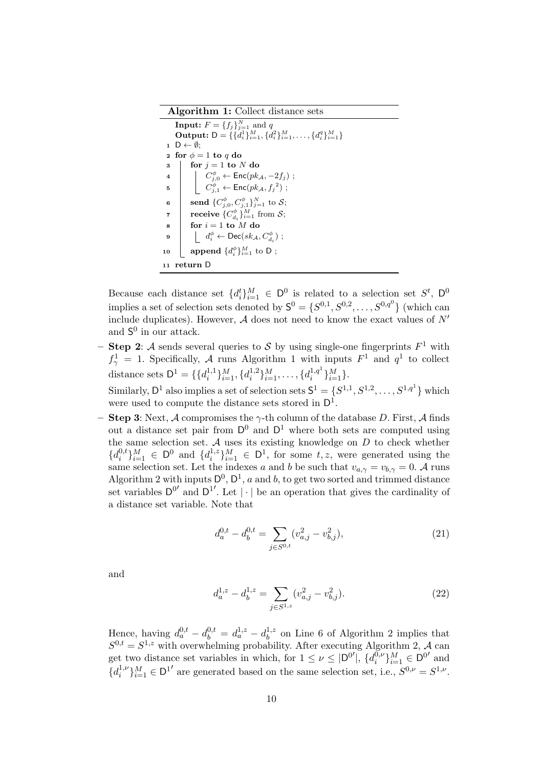**Algorithm 1:** Collect distance sets

```
   Input: F = {f_j}_{j=1}^N and q
   Output: D = {{d_i^1}_{i=1}^M, {d_i^2}_{i=1}^M, ..., {d_i^q}_{i=1}^M}
1  D ← ∅;
2  for φ = 1 to q do
3      for j = 1 to N do
4          C_{j,0}^φ ← Enc(pk_A, −2f_j) ;
5          C_{j,1}^φ ← Enc(pk_A, f_j^2) ;
6      send {C_{j,0}^φ, C_{j,1}^φ}_{j=1}^N to S;
7      receive {C_{d_i}^φ}_{i=1}^M from S;
8      for i = 1 to M do
9          d_i^φ ← Dec(sk_A, C_{d_i}^φ) ;
10     append {d_i^φ}_{i=1}^M to D ;
11 return D
```

Because each distance set $\{d_i^t\}_{i=1}^M \in \mathsf{D}^0$ is related to a selection set $S^t$, $\mathsf{D}^0$ implies a set of selection sets denoted by $\mathsf{S}^0 = \{S^{0,1}, S^{0,2}, \ldots, S^{0,q^0}\}$ (which can include duplicates). However, $\mathcal{A}$ does not need to know the exact values of $N'$ and $\mathsf{S}^0$ in our attack.

- **Step 2**: $\mathcal{A}$ sends several queries to $\mathcal{S}$ by using single-one fingerprints $F^1$ with $f_\gamma^1 = 1$. Specifically, $\mathcal{A}$ runs Algorithm 1 with inputs $F^1$ and $q^1$ to collect distance sets $\mathsf{D}^1 = \{\{d_i^{1,1}\}_{i=1}^M, \{d_i^{1,2}\}_{i=1}^M, \ldots, \{d_i^{1,q^1}\}_{i=1}^M\}$.

  Similarly, $\mathsf{D}^1$ also implies a set of selection sets $\mathsf{S}^1 = \{S^{1,1}, S^{1,2}, \ldots, S^{1,q^1}\}$ which were used to compute the distance sets stored in $\mathsf{D}^1$.

- **Step 3**: Next, $\mathcal{A}$ compromises the $\gamma$-th column of the database $D$. First, $\mathcal{A}$ finds out a distance set pair from $\mathsf{D}^0$ and $\mathsf{D}^1$ where both sets are computed using the same selection set. $\mathcal{A}$ uses its existing knowledge on $D$ to check whether $\{d_i^{0,t}\}_{i=1}^M \in \mathsf{D}^0$ and $\{d_i^{1,z}\}_{i=1}^M \in \mathsf{D}^1$, for some $t, z$, were generated using the same selection set. Let the indexes $a$ and $b$ be such that $v_{a,\gamma} = v_{b,\gamma} = 0$. $\mathcal{A}$ runs Algorithm 2 with inputs $\mathsf{D}^0$, $\mathsf{D}^1$, $a$ and $b$, to get two sorted and trimmed distance set variables $\mathsf{D}^{0\prime}$ and $\mathsf{D}^{1\prime}$. Let $|\cdot|$ be an operation that gives the cardinality of a distance set variable. Note that

$$d_a^{0,t} - d_b^{0,t} = \sum_{j \in S^{0,t}} (v_{a,j}^2 - v_{b,j}^2), \tag{21}$$

and

$$d_a^{1,z} - d_b^{1,z} = \sum_{j \in S^{1,z}} (v_{a,j}^2 - v_{b,j}^2). \tag{22}$$

Hence, having $d_a^{0,t} - d_b^{0,t} = d_a^{1,z} - d_b^{1,z}$ on Line 6 of Algorithm 2 implies that $S^{0,t} = S^{1,z}$ with overwhelming probability. After executing Algorithm 2, $\mathcal{A}$ can get two distance set variables in which, for $1 \le \nu \le |\mathsf{D}^{0\prime}|$, $\{d_i^{0,\nu}\}_{i=1}^M \in \mathsf{D}^{0\prime}$ and $\{d_i^{1,\nu}\}_{i=1}^M \in \mathsf{D}^{1\prime}$ are generated based on the same selection set, i.e., $S^{0,\nu} = S^{1,\nu}$.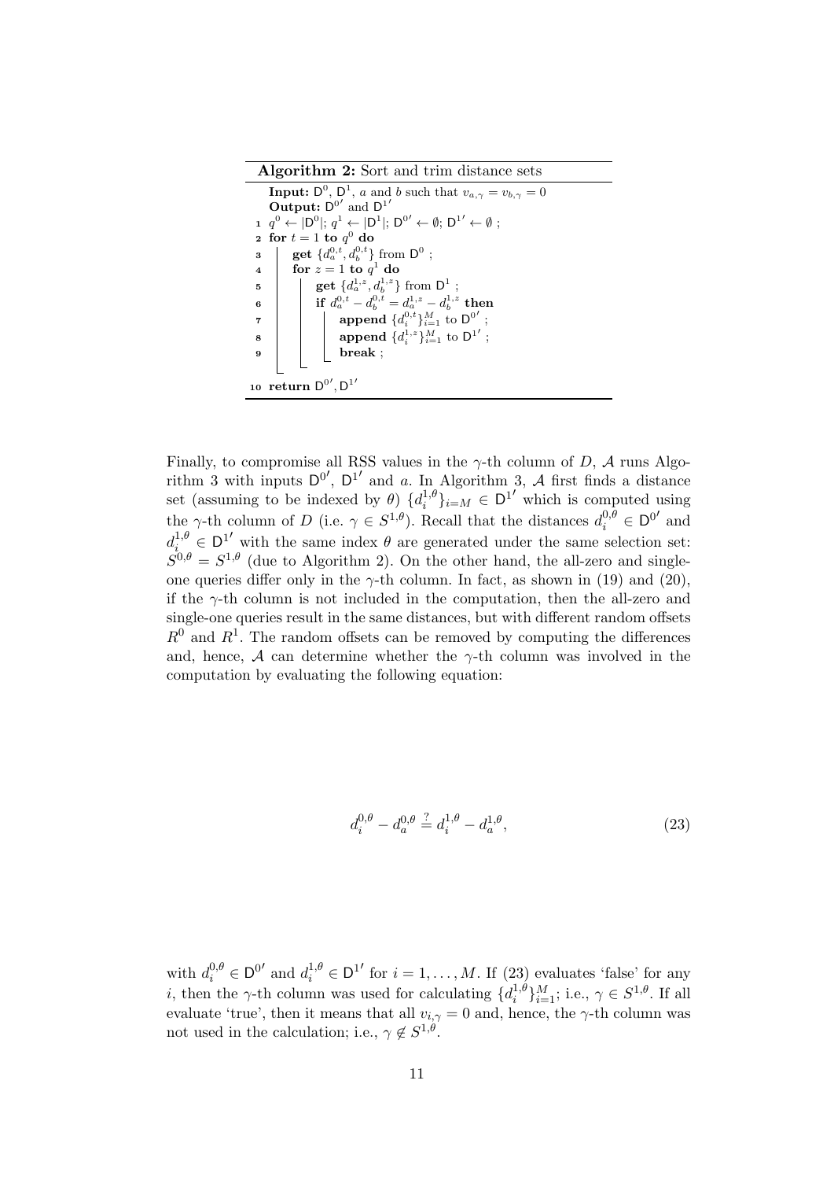**Algorithm 2:** Sort and trim distance sets

```
Input: D^0, D^1, a and b such that v_{a,γ} = v_{b,γ} = 0
Output: D^0' and D^1'
1  q^0 ← |D^0|; q^1 ← |D^1|; D^0' ← ∅; D^1' ← ∅ ;
2  for t = 1 to q^0 do
3      get {d_a^{0,t}, d_b^{0,t}} from D^0 ;
4      for z = 1 to q^1 do
5          get {d_a^{1,z}, d_b^{1,z}} from D^1 ;
6          if d_a^{0,t} − d_b^{0,t} = d_a^{1,z} − d_b^{1,z} then
7              append {d_i^{0,t}}_{i=1}^M to D^0' ;
8              append {d_i^{1,z}}_{i=1}^M to D^1' ;
9              break ;
10 return D^0', D^1'
```

Finally, to compromise all RSS values in the $\gamma$-th column of $D$, $\mathcal{A}$ runs Algorithm 3 with inputs $\mathsf{D}^{0'}$, $\mathsf{D}^{1'}$ and $a$. In Algorithm 3, $\mathcal{A}$ first finds a distance set (assuming to be indexed by $\theta$) $\{d_i^{1,\theta}\}_{i=M} \in \mathsf{D}^{1'}$ which is computed using the $\gamma$-th column of $D$ (i.e. $\gamma \in S^{1,\theta}$). Recall that the distances $d_i^{0,\theta} \in \mathsf{D}^{0'}$ and $d_i^{1,\theta} \in \mathsf{D}^{1'}$ with the same index $\theta$ are generated under the same selection set: $S^{0,\theta} = S^{1,\theta}$ (due to Algorithm 2). On the other hand, the all-zero and single-one queries differ only in the $\gamma$-th column. In fact, as shown in (19) and (20), if the $\gamma$-th column is not included in the computation, then the all-zero and single-one queries result in the same distances, but with different random offsets $R^0$ and $R^1$. The random offsets can be removed by computing the differences and, hence, $\mathcal{A}$ can determine whether the $\gamma$-th column was involved in the computation by evaluating the following equation:

$$d_i^{0,\theta} - d_a^{0,\theta} \stackrel{?}{=} d_i^{1,\theta} - d_a^{1,\theta}, \tag{23}$$

with $d_i^{0,\theta} \in \mathsf{D}^{0'}$ and $d_i^{1,\theta} \in \mathsf{D}^{1'}$ for $i = 1, \ldots, M$. If (23) evaluates 'false' for any $i$, then the $\gamma$-th column was used for calculating $\{d_i^{1,\theta}\}_{i=1}^M$; i.e., $\gamma \in S^{1,\theta}$. If all evaluate 'true', then it means that all $v_{i,\gamma} = 0$ and, hence, the $\gamma$-th column was not used in the calculation; i.e., $\gamma \notin S^{1,\theta}$.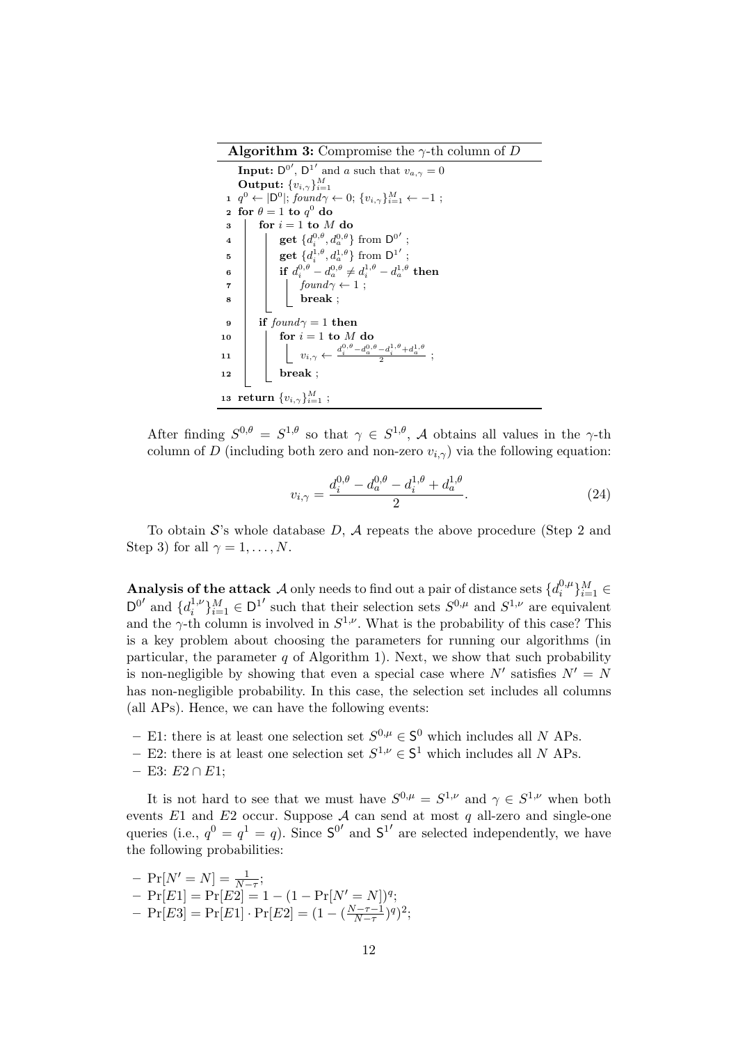**Algorithm 3:** Compromise the $\gamma$-th column of $D$

```
   Input: D^0', D^1' and a such that v_{a,γ} = 0
   Output: {v_{i,γ}}_{i=1}^M
 1 q^0 ← |D^0'|; foundγ ← 0; {v_{i,γ}}_{i=1}^M ← −1 ;
 2 for θ = 1 to q^0 do
 3     for i = 1 to M do
 4         get {d_i^{0,θ}, d_a^{0,θ}} from D^0' ;
 5         get {d_i^{1,θ}, d_a^{1,θ}} from D^1' ;
 6         if d_i^{0,θ} − d_a^{0,θ} ≠ d_i^{1,θ} − d_a^{1,θ} then
 7             foundγ ← 1 ;
 8             break ;
 9     if foundγ = 1 then
10         for i = 1 to M do
11             v_{i,γ} ← (d_i^{0,θ} − d_a^{0,θ} − d_i^{1,θ} + d_a^{1,θ}) / 2 ;
12         break ;
13 return {v_{i,γ}}_{i=1}^M ;
```

After finding $S^{0,\theta} = S^{1,\theta}$ so that $\gamma \in S^{1,\theta}$, $\mathcal{A}$ obtains all values in the $\gamma$-th column of $D$ (including both zero and non-zero $v_{i,\gamma}$) via the following equation:

$$v_{i,\gamma} = \frac{d_i^{0,\theta} - d_a^{0,\theta} - d_i^{1,\theta} + d_a^{1,\theta}}{2}. \tag{24}$$

To obtain $\mathcal{S}$'s whole database $D$, $\mathcal{A}$ repeats the above procedure (Step 2 and Step 3) for all $\gamma = 1, \ldots, N$.

**Analysis of the attack** $\mathcal{A}$ only needs to find out a pair of distance sets $\{d_i^{0,\mu}\}_{i=1}^M \in \mathsf{D}^{0'}$ and $\{d_i^{1,\nu}\}_{i=1}^M \in \mathsf{D}^{1'}$ such that their selection sets $S^{0,\mu}$ and $S^{1,\nu}$ are equivalent and the $\gamma$-th column is involved in $S^{1,\nu}$. What is the probability of this case? This is a key problem about choosing the parameters for running our algorithms (in particular, the parameter $q$ of Algorithm 1). Next, we show that such probability is non-negligible by showing that even a special case where $N'$ satisfies $N' = N$ has non-negligible probability. In this case, the selection set includes all columns (all APs). Hence, we can have the following events:

- E1: there is at least one selection set $S^{0,\mu} \in \mathsf{S}^0$ which includes all $N$ APs.
- E2: there is at least one selection set $S^{1,\nu} \in \mathsf{S}^1$ which includes all $N$ APs.
- E3: $E2 \cap E1$;

It is not hard to see that we must have $S^{0,\mu} = S^{1,\nu}$ and $\gamma \in S^{1,\nu}$ when both events $E1$ and $E2$ occur. Suppose $\mathcal{A}$ can send at most $q$ all-zero and single-one queries (i.e., $q^0 = q^1 = q$). Since $\mathsf{S}^{0'}$ and $\mathsf{S}^{1'}$ are selected independently, we have the following probabilities:

- $\Pr[N' = N] = \frac{1}{N-\tau}$;
- $\Pr[E1] = \Pr[E2] = 1 - (1 - \Pr[N' = N])^q$;
- $\Pr[E3] = \Pr[E1] \cdot \Pr[E2] = (1 - (\frac{N-\tau-1}{N-\tau})^q)^2$;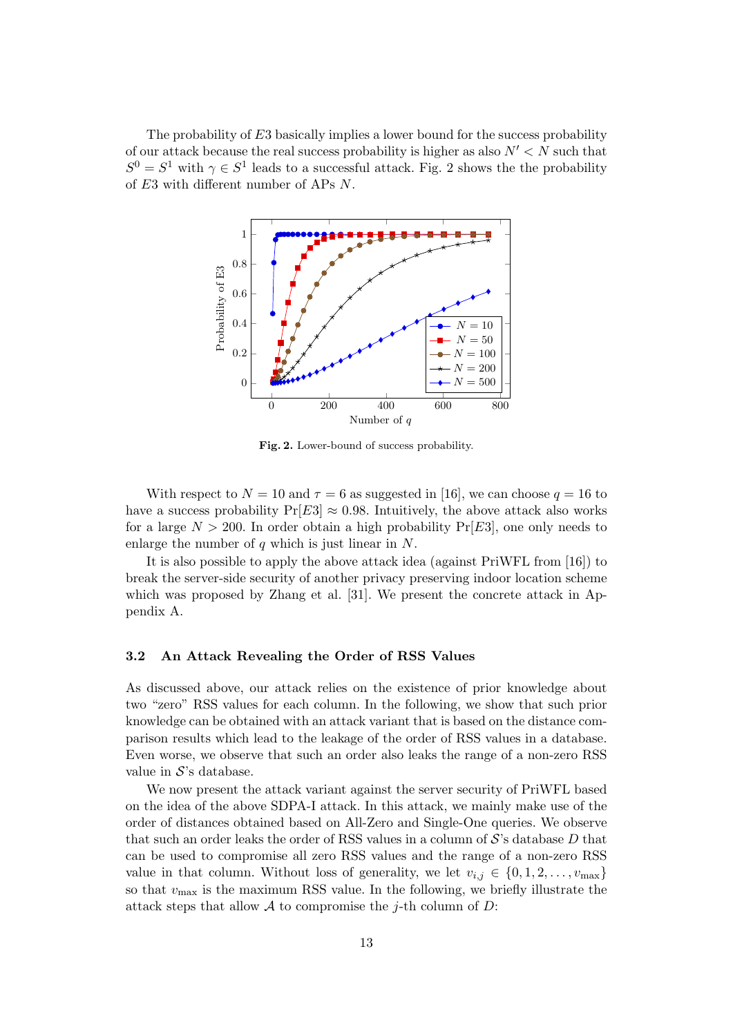The probability of $E3$ basically implies a lower bound for the success probability of our attack because the real success probability is higher as also $N' < N$ such that $S^0 = S^1$ with $\gamma \in S^1$ leads to a successful attack. Fig. 2 shows the the probability of $E3$ with different number of APs $N$.

**Fig. 2.** Lower-bound of success probability.

With respect to $N = 10$ and $\tau = 6$ as suggested in [16], we can choose $q = 16$ to have a success probability $\Pr[E3] \approx 0.98$. Intuitively, the above attack also works for a large $N > 200$. In order obtain a high probability $\Pr[E3]$, one only needs to enlarge the number of $q$ which is just linear in $N$.

It is also possible to apply the above attack idea (against PriWFL from [16]) to break the server-side security of another privacy preserving indoor location scheme which was proposed by Zhang et al. [31]. We present the concrete attack in Appendix A.

### 3.2 An Attack Revealing the Order of RSS Values

As discussed above, our attack relies on the existence of prior knowledge about two "zero" RSS values for each column. In the following, we show that such prior knowledge can be obtained with an attack variant that is based on the distance comparison results which lead to the leakage of the order of RSS values in a database. Even worse, we observe that such an order also leaks the range of a non-zero RSS value in $\mathcal{S}$'s database.

We now present the attack variant against the server security of PriWFL based on the idea of the above SDPA-I attack. In this attack, we mainly make use of the order of distances obtained based on All-Zero and Single-One queries. We observe that such an order leaks the order of RSS values in a column of $\mathcal{S}$'s database $D$ that can be used to compromise all zero RSS values and the range of a non-zero RSS value in that column. Without loss of generality, we let $v_{i,j} \in \{0, 1, 2, \dots, v_{\max}\}$ so that $v_{\max}$ is the maximum RSS value. In the following, we briefly illustrate the attack steps that allow $\mathcal{A}$ to compromise the $j$-th column of $D$: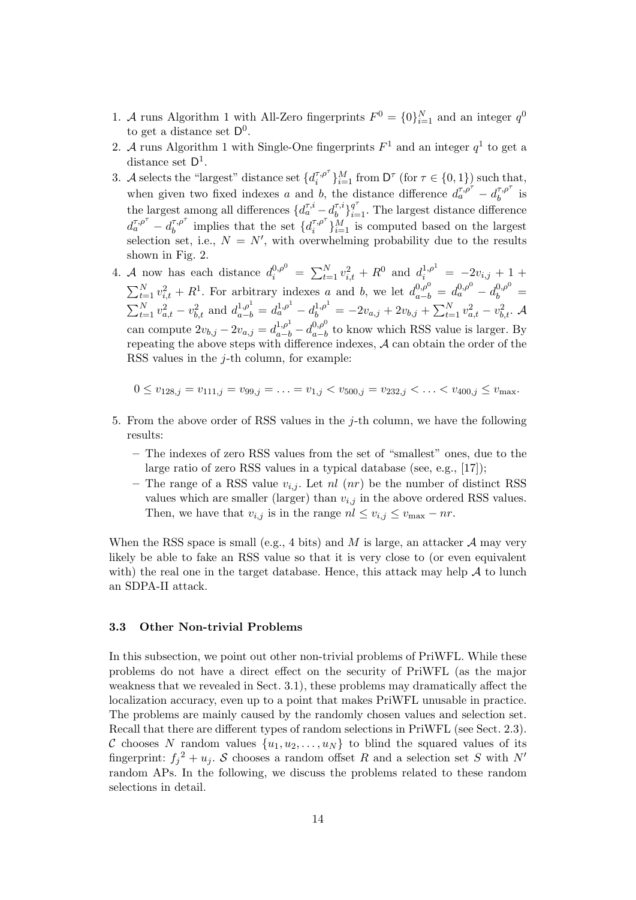1. $\mathcal{A}$ runs Algorithm 1 with All-Zero fingerprints $F^0 = \{0\}_{i=1}^N$ and an integer $q^0$ to get a distance set $\mathsf{D}^0$.
2. $\mathcal{A}$ runs Algorithm 1 with Single-One fingerprints $F^1$ and an integer $q^1$ to get a distance set $\mathsf{D}^1$.
3. $\mathcal{A}$ selects the "largest" distance set $\{d_i^{\tau,\rho^\tau}\}_{i=1}^M$ from $\mathsf{D}^\tau$ (for $\tau \in \{0,1\}$) such that, when given two fixed indexes $a$ and $b$, the distance difference $d_a^{\tau,\rho^\tau} - d_b^{\tau,\rho^\tau}$ is the largest among all differences $\{d_a^{\tau,i} - d_b^{\tau,i}\}_{i=1}^{q^\tau}$. The largest distance difference $d_a^{\tau,\rho^\tau} - d_b^{\tau,\rho^\tau}$ implies that the set $\{d_i^{\tau,\rho^\tau}\}_{i=1}^M$ is computed based on the largest selection set, i.e., $N = N'$, with overwhelming probability due to the results shown in Fig. 2.
4. $\mathcal{A}$ now has each distance $d_i^{0,\rho^0} = \sum_{t=1}^N v_{i,t}^2 + R^0$ and $d_i^{1,\rho^1} = -2v_{i,j} + 1 + \sum_{t=1}^N v_{i,t}^2 + R^1$. For arbitrary indexes $a$ and $b$, we let $d_{a-b}^{0,\rho^0} = d_a^{0,\rho^0} - d_b^{0,\rho^0} = \sum_{t=1}^N v_{a,t}^2 - v_{b,t}^2$ and $d_{a-b}^{1,\rho^1} = d_a^{1,\rho^1} - d_b^{1,\rho^1} = -2v_{a,j} + 2v_{b,j} + \sum_{t=1}^N v_{a,t}^2 - v_{b,t}^2$. $\mathcal{A}$ can compute $2v_{b,j} - 2v_{a,j} = d_{a-b}^{1,\rho^1} - d_{a-b}^{0,\rho^0}$ to know which RSS value is larger. By repeating the above steps with difference indexes, $\mathcal{A}$ can obtain the order of the RSS values in the $j$-th column, for example:

$$0 \le v_{128,j} = v_{111,j} = v_{99,j} = \ldots = v_{1,j} < v_{500,j} = v_{232,j} < \ldots < v_{400,j} \le v_{\max}.$$

5. From the above order of RSS values in the $j$-th column, we have the following results:
   - The indexes of zero RSS values from the set of "smallest" ones, due to the large ratio of zero RSS values in a typical database (see, e.g., [17]);
   - The range of a RSS value $v_{i,j}$. Let $nl$ ($nr$) be the number of distinct RSS values which are smaller (larger) than $v_{i,j}$ in the above ordered RSS values. Then, we have that $v_{i,j}$ is in the range $nl \le v_{i,j} \le v_{\max} - nr$.

When the RSS space is small (e.g., 4 bits) and $M$ is large, an attacker $\mathcal{A}$ may very likely be able to fake an RSS value so that it is very close to (or even equivalent with) the real one in the target database. Hence, this attack may help $\mathcal{A}$ to lunch an SDPA-II attack.

### 3.3 Other Non-trivial Problems

In this subsection, we point out other non-trivial problems of PriWFL. While these problems do not have a direct effect on the security of PriWFL (as the major weakness that we revealed in Sect. 3.1), these problems may dramatically affect the localization accuracy, even up to a point that makes PriWFL unusable in practice. The problems are mainly caused by the randomly chosen values and selection set. Recall that there are different types of random selections in PriWFL (see Sect. 2.3). $\mathcal{C}$ chooses $N$ random values $\{u_1, u_2, \ldots, u_N\}$ to blind the squared values of its fingerprint: ${f_j}^2 + u_j$. $\mathcal{S}$ chooses a random offset $R$ and a selection set $S$ with $N'$ random APs. In the following, we discuss the problems related to these random selections in detail.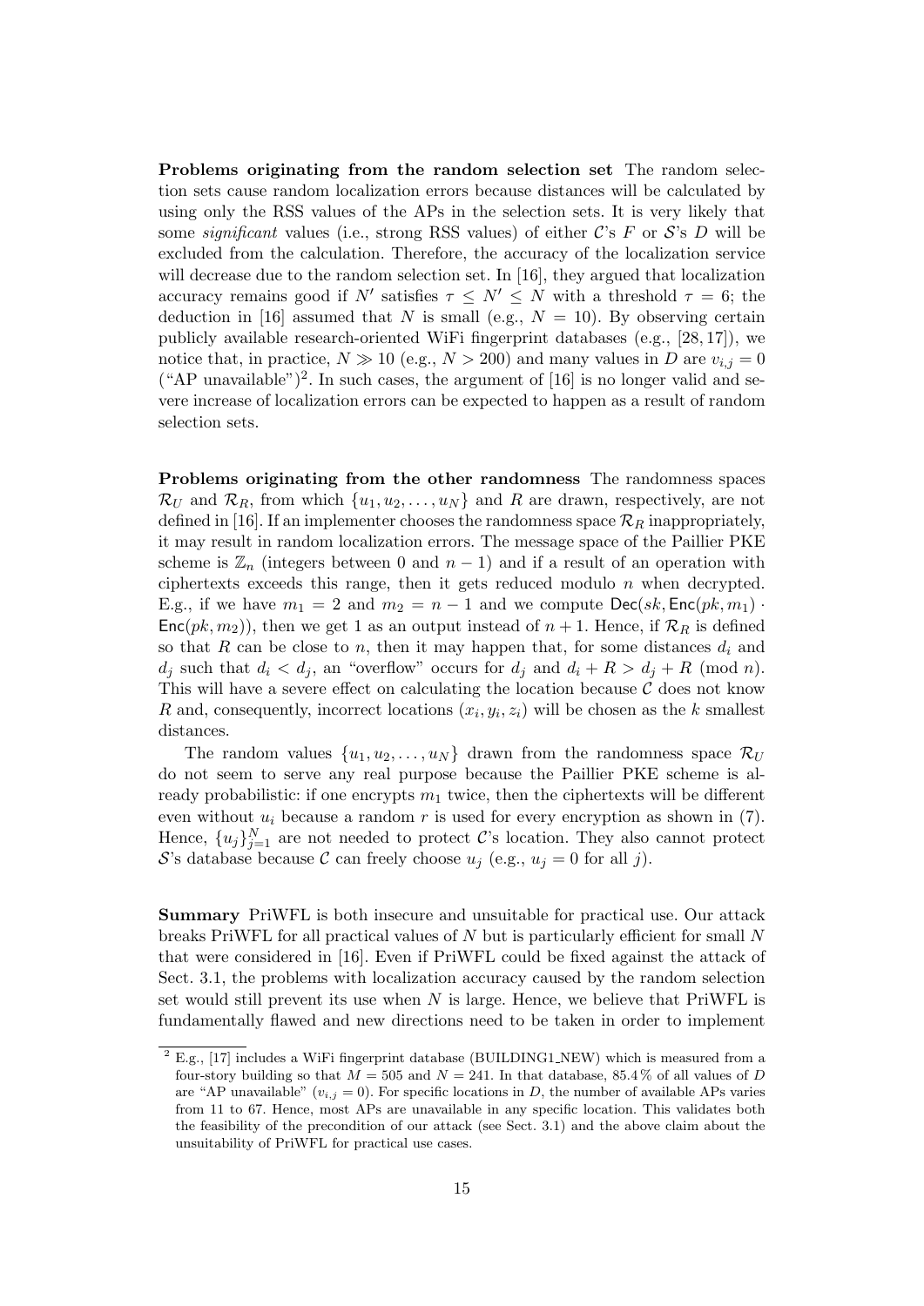**Problems originating from the random selection set** The random selection sets cause random localization errors because distances will be calculated by using only the RSS values of the APs in the selection sets. It is very likely that some *significant* values (i.e., strong RSS values) of either $\mathcal{C}$'s $F$ or $\mathcal{S}$'s $D$ will be excluded from the calculation. Therefore, the accuracy of the localization service will decrease due to the random selection set. In [16], they argued that localization accuracy remains good if $N'$ satisfies $\tau \leq N' \leq N$ with a threshold $\tau = 6$; the deduction in [16] assumed that $N$ is small (e.g., $N = 10$). By observing certain publicly available research-oriented WiFi fingerprint databases (e.g., [28, 17]), we notice that, in practice, $N \gg 10$ (e.g., $N > 200$) and many values in $D$ are $v_{i,j} = 0$ ("AP unavailable")[2]. In such cases, the argument of [16] is no longer valid and severe increase of localization errors can be expected to happen as a result of random selection sets.

**Problems originating from the other randomness** The randomness spaces $\mathcal{R}_U$ and $\mathcal{R}_R$, from which $\{u_1, u_2, \ldots, u_N\}$ and $R$ are drawn, respectively, are not defined in [16]. If an implementer chooses the randomness space $\mathcal{R}_R$ inappropriately, it may result in random localization errors. The message space of the Paillier PKE scheme is $\mathbb{Z}_n$ (integers between 0 and $n-1$) and if a result of an operation with ciphertexts exceeds this range, then it gets reduced modulo $n$ when decrypted. E.g., if we have $m_1 = 2$ and $m_2 = n-1$ and we compute $\mathsf{Dec}(sk, \mathsf{Enc}(pk, m_1) \cdot \mathsf{Enc}(pk, m_2))$, then we get 1 as an output instead of $n+1$. Hence, if $\mathcal{R}_R$ is defined so that $R$ can be close to $n$, then it may happen that, for some distances $d_i$ and $d_j$ such that $d_i < d_j$, an "overflow" occurs for $d_j$ and $d_i + R > d_j + R \pmod{n}$. This will have a severe effect on calculating the location because $\mathcal{C}$ does not know $R$ and, consequently, incorrect locations $(x_i, y_i, z_i)$ will be chosen as the $k$ smallest distances.

The random values $\{u_1, u_2, \ldots, u_N\}$ drawn from the randomness space $\mathcal{R}_U$ do not seem to serve any real purpose because the Paillier PKE scheme is already probabilistic: if one encrypts $m_1$ twice, then the ciphertexts will be different even without $u_i$ because a random $r$ is used for every encryption as shown in (7). Hence, $\{u_j\}_{j=1}^{N}$ are not needed to protect $\mathcal{C}$'s location. They also cannot protect $\mathcal{S}$'s database because $\mathcal{C}$ can freely choose $u_j$ (e.g., $u_j = 0$ for all $j$).

**Summary** PriWFL is both insecure and unsuitable for practical use. Our attack breaks PriWFL for all practical values of $N$ but is particularly efficient for small $N$ that were considered in [16]. Even if PriWFL could be fixed against the attack of Sect. 3.1, the problems with localization accuracy caused by the random selection set would still prevent its use when $N$ is large. Hence, we believe that PriWFL is fundamentally flawed and new directions need to be taken in order to implement

[2] E.g., [17] includes a WiFi fingerprint database (BUILDING1_NEW) which is measured from a four-story building so that $M = 505$ and $N = 241$. In that database, 85.4 % of all values of $D$ are "AP unavailable" ($v_{i,j} = 0$). For specific locations in $D$, the number of available APs varies from 11 to 67. Hence, most APs are unavailable in any specific location. This validates both the feasibility of the precondition of our attack (see Sect. 3.1) and the above claim about the unsuitability of PriWFL for practical use cases.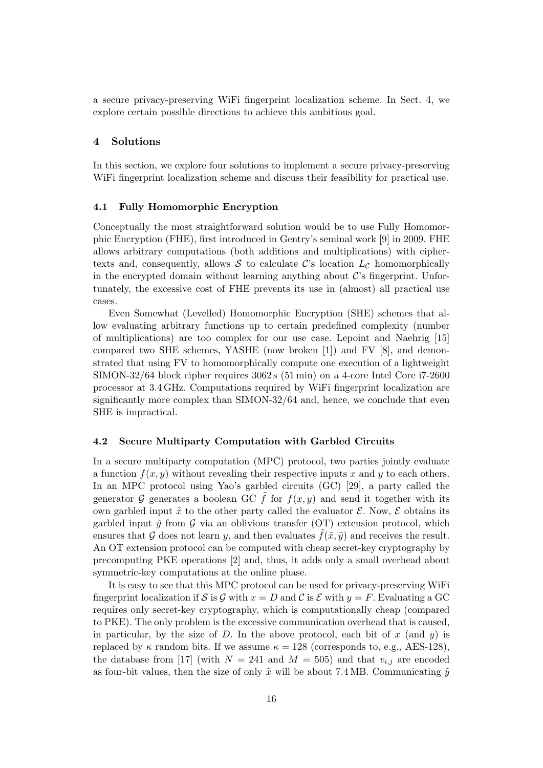a secure privacy-preserving WiFi fingerprint localization scheme. In Sect. 4, we explore certain possible directions to achieve this ambitious goal.

## 4 Solutions

In this section, we explore four solutions to implement a secure privacy-preserving WiFi fingerprint localization scheme and discuss their feasibility for practical use.

### 4.1 Fully Homomorphic Encryption

Conceptually the most straightforward solution would be to use Fully Homomorphic Encryption (FHE), first introduced in Gentry's seminal work [9] in 2009. FHE allows arbitrary computations (both additions and multiplications) with ciphertexts and, consequently, allows $\mathcal{S}$ to calculate $\mathcal{C}$'s location $L_{\mathcal{C}}$ homomorphically in the encrypted domain without learning anything about $\mathcal{C}$'s fingerprint. Unfortunately, the excessive cost of FHE prevents its use in (almost) all practical use cases.

Even Somewhat (Levelled) Homomorphic Encryption (SHE) schemes that allow evaluating arbitrary functions up to certain predefined complexity (number of multiplications) are too complex for our use case. Lepoint and Naehrig [15] compared two SHE schemes, YASHE (now broken [1]) and FV [8], and demonstrated that using FV to homomorphically compute one execution of a lightweight SIMON-32/64 block cipher requires 3062 s (51 min) on a 4-core Intel Core i7-2600 processor at 3.4 GHz. Computations required by WiFi fingerprint localization are significantly more complex than SIMON-32/64 and, hence, we conclude that even SHE is impractical.

### 4.2 Secure Multiparty Computation with Garbled Circuits

In a secure multiparty computation (MPC) protocol, two parties jointly evaluate a function $f(x, y)$ without revealing their respective inputs $x$ and $y$ to each others. In an MPC protocol using Yao's garbled circuits (GC) [29], a party called the generator $\mathcal{G}$ generates a boolean GC $\tilde{f}$ for $f(x, y)$ and send it together with its own garbled input $\tilde{x}$ to the other party called the evaluator $\mathcal{E}$. Now, $\mathcal{E}$ obtains its garbled input $\tilde{y}$ from $\mathcal{G}$ via an oblivious transfer (OT) extension protocol, which ensures that $\mathcal{G}$ does not learn $y$, and then evaluates $\tilde{f}(\tilde{x}, \tilde{y})$ and receives the result. An OT extension protocol can be computed with cheap secret-key cryptography by precomputing PKE operations [2] and, thus, it adds only a small overhead about symmetric-key computations at the online phase.

It is easy to see that this MPC protocol can be used for privacy-preserving WiFi fingerprint localization if $\mathcal{S}$ is $\mathcal{G}$ with $x = D$ and $\mathcal{C}$ is $\mathcal{E}$ with $y = F$. Evaluating a GC requires only secret-key cryptography, which is computationally cheap (compared to PKE). The only problem is the excessive communication overhead that is caused, in particular, by the size of $D$. In the above protocol, each bit of $x$ (and $y$) is replaced by $\kappa$ random bits. If we assume $\kappa = 128$ (corresponds to, e.g., AES-128), the database from [17] (with $N = 241$ and $M = 505$) and that $v_{i,j}$ are encoded as four-bit values, then the size of only $\tilde{x}$ will be about 7.4 MB. Communicating $\tilde{y}$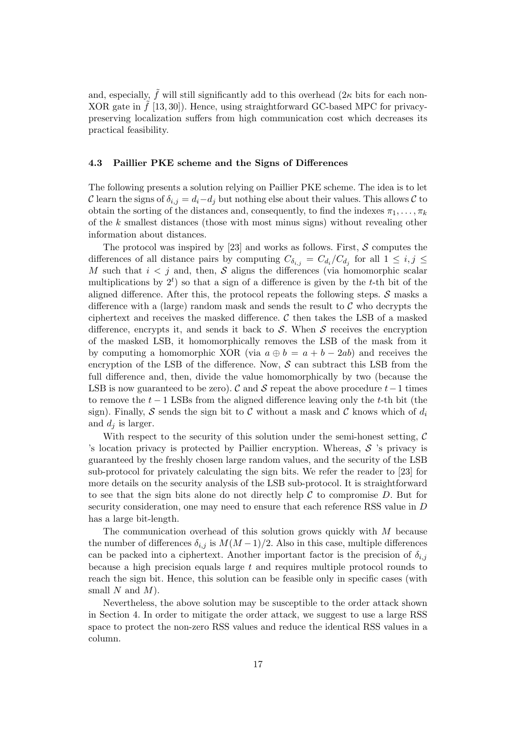and, especially, $\tilde{f}$ will still significantly add to this overhead ($2\kappa$ bits for each non-XOR gate in $\tilde{f}$ [13, 30]). Hence, using straightforward GC-based MPC for privacy-preserving localization suffers from high communication cost which decreases its practical feasibility.

### 4.3 Paillier PKE scheme and the Signs of Differences

The following presents a solution relying on Paillier PKE scheme. The idea is to let $\mathcal{C}$ learn the signs of $\delta_{i,j} = d_i - d_j$ but nothing else about their values. This allows $\mathcal{C}$ to obtain the sorting of the distances and, consequently, to find the indexes $\pi_1, \ldots, \pi_k$ of the $k$ smallest distances (those with most minus signs) without revealing other information about distances.

The protocol was inspired by [23] and works as follows. First, $\mathcal{S}$ computes the differences of all distance pairs by computing $C_{\delta_{i,j}} = C_{d_i}/C_{d_j}$ for all $1 \leq i, j \leq M$ such that $i < j$ and, then, $\mathcal{S}$ aligns the differences (via homomorphic scalar multiplications by $2^t$) so that a sign of a difference is given by the $t$-th bit of the aligned difference. After this, the protocol repeats the following steps. $\mathcal{S}$ masks a difference with a (large) random mask and sends the result to $\mathcal{C}$ who decrypts the ciphertext and receives the masked difference. $\mathcal{C}$ then takes the LSB of a masked difference, encrypts it, and sends it back to $\mathcal{S}$. When $\mathcal{S}$ receives the encryption of the masked LSB, it homomorphically removes the LSB of the mask from it by computing a homomorphic XOR (via $a \oplus b = a + b - 2ab$) and receives the encryption of the LSB of the difference. Now, $\mathcal{S}$ can subtract this LSB from the full difference and, then, divide the value homomorphically by two (because the LSB is now guaranteed to be zero). $\mathcal{C}$ and $\mathcal{S}$ repeat the above procedure $t-1$ times to remove the $t-1$ LSBs from the aligned difference leaving only the $t$-th bit (the sign). Finally, $\mathcal{S}$ sends the sign bit to $\mathcal{C}$ without a mask and $\mathcal{C}$ knows which of $d_i$ and $d_j$ is larger.

With respect to the security of this solution under the semi-honest setting, $\mathcal{C}$ 's location privacy is protected by Paillier encryption. Whereas, $\mathcal{S}$ 's privacy is guaranteed by the freshly chosen large random values, and the security of the LSB sub-protocol for privately calculating the sign bits. We refer the reader to [23] for more details on the security analysis of the LSB sub-protocol. It is straightforward to see that the sign bits alone do not directly help $\mathcal{C}$ to compromise $D$. But for security consideration, one may need to ensure that each reference RSS value in $D$ has a large bit-length.

The communication overhead of this solution grows quickly with $M$ because the number of differences $\delta_{i,j}$ is $M(M-1)/2$. Also in this case, multiple differences can be packed into a ciphertext. Another important factor is the precision of $\delta_{i,j}$ because a high precision equals large $t$ and requires multiple protocol rounds to reach the sign bit. Hence, this solution can be feasible only in specific cases (with small $N$ and $M$).

Nevertheless, the above solution may be susceptible to the order attack shown in Section 4. In order to mitigate the order attack, we suggest to use a large RSS space to protect the non-zero RSS values and reduce the identical RSS values in a column.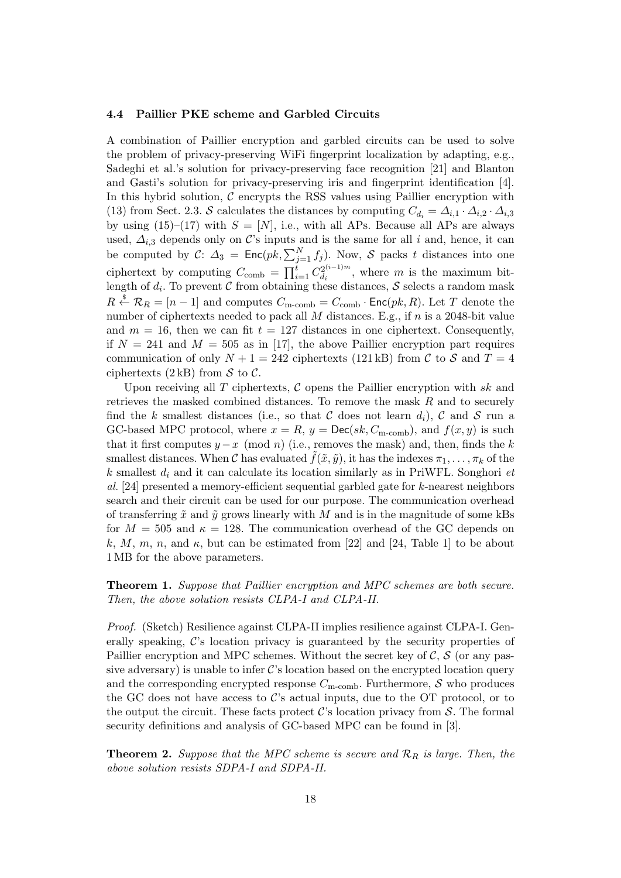### 4.4 Paillier PKE scheme and Garbled Circuits

A combination of Paillier encryption and garbled circuits can be used to solve the problem of privacy-preserving WiFi fingerprint localization by adapting, e.g., Sadeghi et al.'s solution for privacy-preserving face recognition [21] and Blanton and Gasti's solution for privacy-preserving iris and fingerprint identification [4]. In this hybrid solution, $\mathcal{C}$ encrypts the RSS values using Paillier encryption with (13) from Sect. 2.3. $\mathcal{S}$ calculates the distances by computing $C_{d_i} = \Delta_{i,1} \cdot \Delta_{i,2} \cdot \Delta_{i,3}$ by using (15)–(17) with $S = [N]$, i.e., with all APs. Because all APs are always used, $\Delta_{i,3}$ depends only on $\mathcal{C}$'s inputs and is the same for all $i$ and, hence, it can be computed by $\mathcal{C}$: $\Delta_3 = \mathsf{Enc}(pk, \sum_{j=1}^{N} f_j)$. Now, $\mathcal{S}$ packs $t$ distances into one ciphertext by computing $C_{\text{comb}} = \prod_{i=1}^{t} C_{d_i}^{2^{(i-1)m}}$, where $m$ is the maximum bit-length of $d_i$. To prevent $\mathcal{C}$ from obtaining these distances, $\mathcal{S}$ selects a random mask $R \xleftarrow{\$} \mathcal{R}_R = [n-1]$ and computes $C_{\text{m-comb}} = C_{\text{comb}} \cdot \mathsf{Enc}(pk, R)$. Let $T$ denote the number of ciphertexts needed to pack all $M$ distances. E.g., if $n$ is a 2048-bit value and $m = 16$, then we can fit $t = 127$ distances in one ciphertext. Consequently, if $N = 241$ and $M = 505$ as in [17], the above Paillier encryption part requires communication of only $N + 1 = 242$ ciphertexts (121 kB) from $\mathcal{C}$ to $\mathcal{S}$ and $T = 4$ ciphertexts (2 kB) from $\mathcal{S}$ to $\mathcal{C}$.

Upon receiving all $T$ ciphertexts, $\mathcal{C}$ opens the Paillier encryption with $sk$ and retrieves the masked combined distances. To remove the mask $R$ and to securely find the $k$ smallest distances (i.e., so that $\mathcal{C}$ does not learn $d_i$), $\mathcal{C}$ and $\mathcal{S}$ run a GC-based MPC protocol, where $x = R$, $y = \mathsf{Dec}(sk, C_{\text{m-comb}})$, and $f(x, y)$ is such that it first computes $y - x \pmod{n}$ (i.e., removes the mask) and, then, finds the $k$ smallest distances. When $\mathcal{C}$ has evaluated $\tilde{f}(\tilde{x}, \tilde{y})$, it has the indexes $\pi_1, \ldots, \pi_k$ of the $k$ smallest $d_i$ and it can calculate its location similarly as in PriWFL. Songhori *et al.* [24] presented a memory-efficient sequential garbled gate for $k$-nearest neighbors search and their circuit can be used for our purpose. The communication overhead of transferring $\tilde{x}$ and $\tilde{y}$ grows linearly with $M$ and is in the magnitude of some kBs for $M = 505$ and $\kappa = 128$. The communication overhead of the GC depends on $k$, $M$, $m$, $n$, and $\kappa$, but can be estimated from [22] and [24, Table 1] to be about 1 MB for the above parameters.

**Theorem 1.** *Suppose that Paillier encryption and MPC schemes are both secure. Then, the above solution resists CLPA-I and CLPA-II.*

*Proof.* (Sketch) Resilience against CLPA-II implies resilience against CLPA-I. Generally speaking, $\mathcal{C}$'s location privacy is guaranteed by the security properties of Paillier encryption and MPC schemes. Without the secret key of $\mathcal{C}$, $\mathcal{S}$ (or any passive adversary) is unable to infer $\mathcal{C}$'s location based on the encrypted location query and the corresponding encrypted response $C_{\text{m-comb}}$. Furthermore, $\mathcal{S}$ who produces the GC does not have access to $\mathcal{C}$'s actual inputs, due to the OT protocol, or to the output the circuit. These facts protect $\mathcal{C}$'s location privacy from $\mathcal{S}$. The formal security definitions and analysis of GC-based MPC can be found in [3].

**Theorem 2.** *Suppose that the MPC scheme is secure and $\mathcal{R}_R$ is large. Then, the above solution resists SDPA-I and SDPA-II.*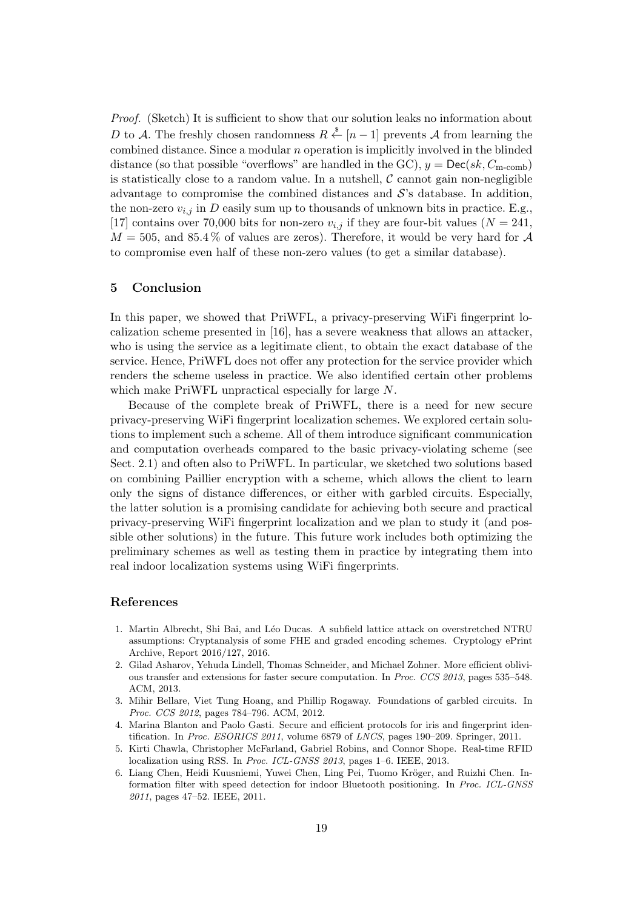*Proof.* (Sketch) It is sufficient to show that our solution leaks no information about $D$ to $\mathcal{A}$. The freshly chosen randomness $R \xleftarrow{\$} [n-1]$ prevents $\mathcal{A}$ from learning the combined distance. Since a modular $n$ operation is implicitly involved in the blinded distance (so that possible "overflows" are handled in the GC), $y = \mathsf{Dec}(sk, C_{\text{m-comb}})$ is statistically close to a random value. In a nutshell, $\mathcal{C}$ cannot gain non-negligible advantage to compromise the combined distances and $\mathcal{S}$'s database. In addition, the non-zero $v_{i,j}$ in $D$ easily sum up to thousands of unknown bits in practice. E.g., [17] contains over 70,000 bits for non-zero $v_{i,j}$ if they are four-bit values ($N = 241$, $M = 505$, and 85.4 % of values are zeros). Therefore, it would be very hard for $\mathcal{A}$ to compromise even half of these non-zero values (to get a similar database).

## 5 Conclusion

In this paper, we showed that PriWFL, a privacy-preserving WiFi fingerprint localization scheme presented in [16], has a severe weakness that allows an attacker, who is using the service as a legitimate client, to obtain the exact database of the service. Hence, PriWFL does not offer any protection for the service provider which renders the scheme useless in practice. We also identified certain other problems which make PriWFL unpractical especially for large $N$.

Because of the complete break of PriWFL, there is a need for new secure privacy-preserving WiFi fingerprint localization schemes. We explored certain solutions to implement such a scheme. All of them introduce significant communication and computation overheads compared to the basic privacy-violating scheme (see Sect. 2.1) and often also to PriWFL. In particular, we sketched two solutions based on combining Paillier encryption with a scheme, which allows the client to learn only the signs of distance differences, or either with garbled circuits. Especially, the latter solution is a promising candidate for achieving both secure and practical privacy-preserving WiFi fingerprint localization and we plan to study it (and possible other solutions) in the future. This future work includes both optimizing the preliminary schemes as well as testing them in practice by integrating them into real indoor localization systems using WiFi fingerprints.

## References

1. Martin Albrecht, Shi Bai, and Léo Ducas. A subfield lattice attack on overstretched NTRU assumptions: Cryptanalysis of some FHE and graded encoding schemes. Cryptology ePrint Archive, Report 2016/127, 2016.
2. Gilad Asharov, Yehuda Lindell, Thomas Schneider, and Michael Zohner. More efficient oblivious transfer and extensions for faster secure computation. In *Proc. CCS 2013*, pages 535–548. ACM, 2013.
3. Mihir Bellare, Viet Tung Hoang, and Phillip Rogaway. Foundations of garbled circuits. In *Proc. CCS 2012*, pages 784–796. ACM, 2012.
4. Marina Blanton and Paolo Gasti. Secure and efficient protocols for iris and fingerprint identification. In *Proc. ESORICS 2011*, volume 6879 of *LNCS*, pages 190–209. Springer, 2011.
5. Kirti Chawla, Christopher McFarland, Gabriel Robins, and Connor Shope. Real-time RFID localization using RSS. In *Proc. ICL-GNSS 2013*, pages 1–6. IEEE, 2013.
6. Liang Chen, Heidi Kuusniemi, Yuwei Chen, Ling Pei, Tuomo Kröger, and Ruizhi Chen. Information filter with speed detection for indoor Bluetooth positioning. In *Proc. ICL-GNSS 2011*, pages 47–52. IEEE, 2011.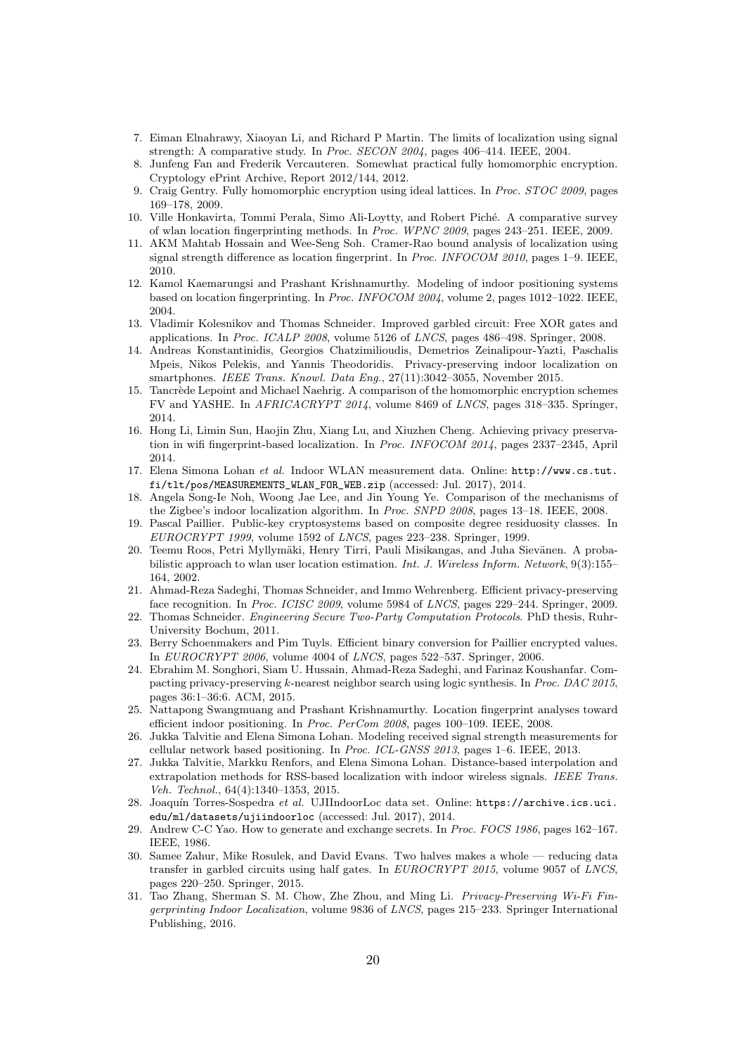7. Eiman Elnahrawy, Xiaoyan Li, and Richard P Martin. The limits of localization using signal strength: A comparative study. In *Proc. SECON 2004*, pages 406–414. IEEE, 2004.
8. Junfeng Fan and Frederik Vercauteren. Somewhat practical fully homomorphic encryption. Cryptology ePrint Archive, Report 2012/144, 2012.
9. Craig Gentry. Fully homomorphic encryption using ideal lattices. In *Proc. STOC 2009*, pages 169–178, 2009.
10. Ville Honkavirta, Tommi Perala, Simo Ali-Loytty, and Robert Piché. A comparative survey of wlan location fingerprinting methods. In *Proc. WPNC 2009*, pages 243–251. IEEE, 2009.
11. AKM Mahtab Hossain and Wee-Seng Soh. Cramer-Rao bound analysis of localization using signal strength difference as location fingerprint. In *Proc. INFOCOM 2010*, pages 1–9. IEEE, 2010.
12. Kamol Kaemarungsi and Prashant Krishnamurthy. Modeling of indoor positioning systems based on location fingerprinting. In *Proc. INFOCOM 2004*, volume 2, pages 1012–1022. IEEE, 2004.
13. Vladimir Kolesnikov and Thomas Schneider. Improved garbled circuit: Free XOR gates and applications. In *Proc. ICALP 2008*, volume 5126 of *LNCS*, pages 486–498. Springer, 2008.
14. Andreas Konstantinidis, Georgios Chatzimilioudis, Demetrios Zeinalipour-Yazti, Paschalis Mpeis, Nikos Pelekis, and Yannis Theodoridis. Privacy-preserving indoor localization on smartphones. *IEEE Trans. Knowl. Data Eng.*, 27(11):3042–3055, November 2015.
15. Tancrède Lepoint and Michael Naehrig. A comparison of the homomorphic encryption schemes FV and YASHE. In *AFRICACRYPT 2014*, volume 8469 of *LNCS*, pages 318–335. Springer, 2014.
16. Hong Li, Limin Sun, Haojin Zhu, Xiang Lu, and Xiuzhen Cheng. Achieving privacy preservation in wifi fingerprint-based localization. In *Proc. INFOCOM 2014*, pages 2337–2345, April 2014.
17. Elena Simona Lohan *et al.* Indoor WLAN measurement data. Online: `http://www.cs.tut.fi/tlt/pos/MEASUREMENTS_WLAN_FOR_WEB.zip` (accessed: Jul. 2017), 2014.
18. Angela Song-Ie Noh, Woong Jae Lee, and Jin Young Ye. Comparison of the mechanisms of the Zigbee's indoor localization algorithm. In *Proc. SNPD 2008*, pages 13–18. IEEE, 2008.
19. Pascal Paillier. Public-key cryptosystems based on composite degree residuosity classes. In *EUROCRYPT 1999*, volume 1592 of *LNCS*, pages 223–238. Springer, 1999.
20. Teemu Roos, Petri Myllymäki, Henry Tirri, Pauli Misikangas, and Juha Sievänen. A probabilistic approach to wlan user location estimation. *Int. J. Wireless Inform. Network*, 9(3):155–164, 2002.
21. Ahmad-Reza Sadeghi, Thomas Schneider, and Immo Wehrenberg. Efficient privacy-preserving face recognition. In *Proc. ICISC 2009*, volume 5984 of *LNCS*, pages 229–244. Springer, 2009.
22. Thomas Schneider. *Engineering Secure Two-Party Computation Protocols*. PhD thesis, Ruhr-University Bochum, 2011.
23. Berry Schoenmakers and Pim Tuyls. Efficient binary conversion for Paillier encrypted values. In *EUROCRYPT 2006*, volume 4004 of *LNCS*, pages 522–537. Springer, 2006.
24. Ebrahim M. Songhori, Siam U. Hussain, Ahmad-Reza Sadeghi, and Farinaz Koushanfar. Compacting privacy-preserving $k$-nearest neighbor search using logic synthesis. In *Proc. DAC 2015*, pages 36:1–36:6. ACM, 2015.
25. Nattapong Swangmuang and Prashant Krishnamurthy. Location fingerprint analyses toward efficient indoor positioning. In *Proc. PerCom 2008*, pages 100–109. IEEE, 2008.
26. Jukka Talvitie and Elena Simona Lohan. Modeling received signal strength measurements for cellular network based positioning. In *Proc. ICL-GNSS 2013*, pages 1–6. IEEE, 2013.
27. Jukka Talvitie, Markku Renfors, and Elena Simona Lohan. Distance-based interpolation and extrapolation methods for RSS-based localization with indoor wireless signals. *IEEE Trans. Veh. Technol.*, 64(4):1340–1353, 2015.
28. Joaquín Torres-Sospedra *et al.* UJIIndoorLoc data set. Online: `https://archive.ics.uci.edu/ml/datasets/ujiindoorloc` (accessed: Jul. 2017), 2014.
29. Andrew C-C Yao. How to generate and exchange secrets. In *Proc. FOCS 1986*, pages 162–167. IEEE, 1986.
30. Samee Zahur, Mike Rosulek, and David Evans. Two halves makes a whole — reducing data transfer in garbled circuits using half gates. In *EUROCRYPT 2015*, volume 9057 of *LNCS*, pages 220–250. Springer, 2015.
31. Tao Zhang, Sherman S. M. Chow, Zhe Zhou, and Ming Li. *Privacy-Preserving Wi-Fi Fingerprinting Indoor Localization*, volume 9836 of *LNCS*, pages 215–233. Springer International Publishing, 2016.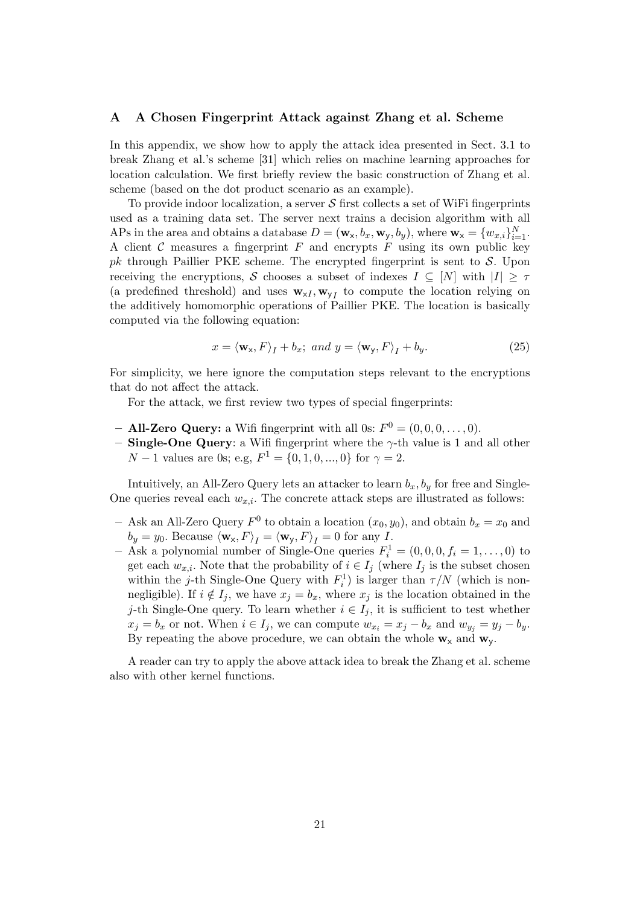## A A Chosen Fingerprint Attack against Zhang et al. Scheme

In this appendix, we show how to apply the attack idea presented in Sect. 3.1 to break Zhang et al.'s scheme [31] which relies on machine learning approaches for location calculation. We first briefly review the basic construction of Zhang et al. scheme (based on the dot product scenario as an example).

To provide indoor localization, a server $\mathcal{S}$ first collects a set of WiFi fingerprints used as a training data set. The server next trains a decision algorithm with all APs in the area and obtains a database $D = (\mathbf{w}_\mathsf{x}, b_x, \mathbf{w}_\mathsf{y}, b_y)$, where $\mathbf{w}_\mathsf{x} = \{w_{x,i}\}_{i=1}^N$. A client $\mathcal{C}$ measures a fingerprint $F$ and encrypts $F$ using its own public key $pk$ through Paillier PKE scheme. The encrypted fingerprint is sent to $\mathcal{S}$. Upon receiving the encryptions, $\mathcal{S}$ chooses a subset of indexes $I \subseteq [N]$ with $|I| \geq \tau$ (a predefined threshold) and uses $\mathbf{w}_{\mathsf{x}I}, \mathbf{w}_{\mathsf{y}I}$ to compute the location relying on the additively homomorphic operations of Paillier PKE. The location is basically computed via the following equation:

$$x = \langle \mathbf{w}_\mathsf{x}, F \rangle_I + b_x; \text{ and } y = \langle \mathbf{w}_\mathsf{y}, F \rangle_I + b_y. \tag{25}$$

For simplicity, we here ignore the computation steps relevant to the encryptions that do not affect the attack.

For the attack, we first review two types of special fingerprints:

- **All-Zero Query:** a Wifi fingerprint with all 0s: $F^0 = (0, 0, 0, \dots, 0)$.
- **Single-One Query**: a Wifi fingerprint where the $\gamma$-th value is 1 and all other $N-1$ values are 0s; e.g, $F^1 = \{0, 1, 0, ..., 0\}$ for $\gamma = 2$.

Intuitively, an All-Zero Query lets an attacker to learn $b_x, b_y$ for free and Single-One queries reveal each $w_{x,i}$. The concrete attack steps are illustrated as follows:

- Ask an All-Zero Query $F^0$ to obtain a location $(x_0, y_0)$, and obtain $b_x = x_0$ and $b_y = y_0$. Because $\langle \mathbf{w}_\mathsf{x}, F \rangle_I = \langle \mathbf{w}_\mathsf{y}, F \rangle_I = 0$ for any $I$.
- Ask a polynomial number of Single-One queries $F_i^1 = (0, 0, 0, f_i = 1, \dots, 0)$ to get each $w_{x,i}$. Note that the probability of $i \in I_j$ (where $I_j$ is the subset chosen within the $j$-th Single-One Query with $F_i^1$) is larger than $\tau/N$ (which is non-negligible). If $i \notin I_j$, we have $x_j = b_x$, where $x_j$ is the location obtained in the $j$-th Single-One query. To learn whether $i \in I_j$, it is sufficient to test whether $x_j = b_x$ or not. When $i \in I_j$, we can compute $w_{x_i} = x_j - b_x$ and $w_{y_j} = y_j - b_y$. By repeating the above procedure, we can obtain the whole $\mathbf{w}_\mathsf{x}$ and $\mathbf{w}_\mathsf{y}$.

A reader can try to apply the above attack idea to break the Zhang et al. scheme also with other kernel functions.